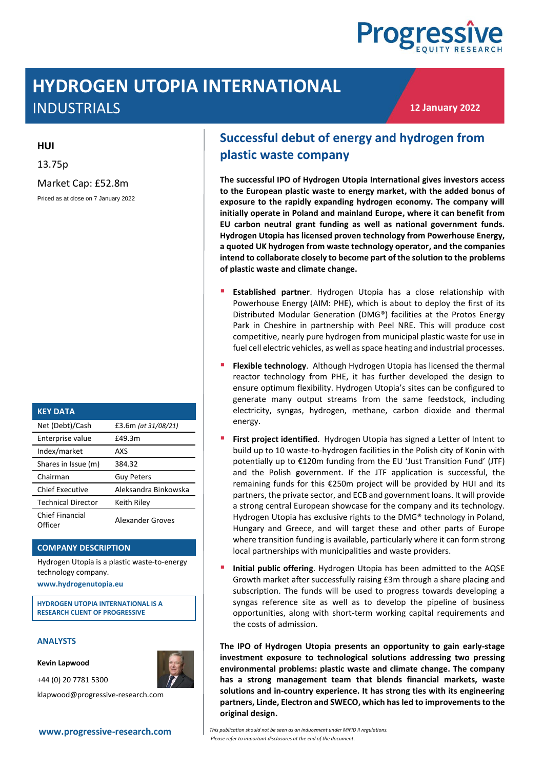# HYDROGEN UTOPIA INTERNATIONAL

## INDUSTRIALS

12 January 2022

**HUI**

13.75p

Market Cap: £52.8m

Priced as at close on 7 January 2022

| KEY DATA | |
|---|---|
| Net (Debt)/Cash | £3.6m *(at 31/08/21)* |
| Enterprise value | £49.3m |
| Index/market | AXS |
| Shares in Issue (m) | 384.32 |
| Chairman | Guy Peters |
| Chief Executive | Aleksandra Binkowska |
| Technical Director | Keith Riley |
| Chief Financial Officer | Alexander Groves |

**COMPANY DESCRIPTION**

Hydrogen Utopia is a plastic waste-to-energy technology company.

**www.hydrogenutopia.eu**

**HYDROGEN UTOPIA INTERNATIONAL IS A RESEARCH CLIENT OF PROGRESSIVE**

**ANALYSTS**

**Kevin Lapwood**

+44 (0) 20 7781 5300

klapwood@progressive-research.com

## Successful debut of energy and hydrogen from plastic waste company

**The successful IPO of Hydrogen Utopia International gives investors access to the European plastic waste to energy market, with the added bonus of exposure to the rapidly expanding hydrogen economy. The company will initially operate in Poland and mainland Europe, where it can benefit from EU carbon neutral grant funding as well as national government funds. Hydrogen Utopia has licensed proven technology from Powerhouse Energy, a quoted UK hydrogen from waste technology operator, and the companies intend to collaborate closely to become part of the solution to the problems of plastic waste and climate change.**

- **Established partner**. Hydrogen Utopia has a close relationship with Powerhouse Energy (AIM: PHE), which is about to deploy the first of its Distributed Modular Generation (DMG®) facilities at the Protos Energy Park in Cheshire in partnership with Peel NRE. This will produce cost competitive, nearly pure hydrogen from municipal plastic waste for use in fuel cell electric vehicles, as well as space heating and industrial processes.
- **Flexible technology**. Although Hydrogen Utopia has licensed the thermal reactor technology from PHE, it has further developed the design to ensure optimum flexibility. Hydrogen Utopia's sites can be configured to generate many output streams from the same feedstock, including electricity, syngas, hydrogen, methane, carbon dioxide and thermal energy.
- **First project identified**. Hydrogen Utopia has signed a Letter of Intent to build up to 10 waste-to-hydrogen facilities in the Polish city of Konin with potentially up to €120m funding from the EU 'Just Transition Fund' (JTF) and the Polish government. If the JTF application is successful, the remaining funds for this €250m project will be provided by HUI and its partners, the private sector, and ECB and government loans. It will provide a strong central European showcase for the company and its technology. Hydrogen Utopia has exclusive rights to the DMG® technology in Poland, Hungary and Greece, and will target these and other parts of Europe where transition funding is available, particularly where it can form strong local partnerships with municipalities and waste providers.
- **Initial public offering**. Hydrogen Utopia has been admitted to the AQSE Growth market after successfully raising £3m through a share placing and subscription. The funds will be used to progress towards developing a syngas reference site as well as to develop the pipeline of business opportunities, along with short-term working capital requirements and the costs of admission.

**The IPO of Hydrogen Utopia presents an opportunity to gain early-stage investment exposure to technological solutions addressing two pressing environmental problems: plastic waste and climate change. The company has a strong management team that blends financial markets, waste solutions and in-country experience. It has strong ties with its engineering partners, Linde, Electron and SWECO, which has led to improvements to the original design.**

*This publication should not be seen as an inducement under MiFID II regulations. Please refer to important disclosures at the end of the document.*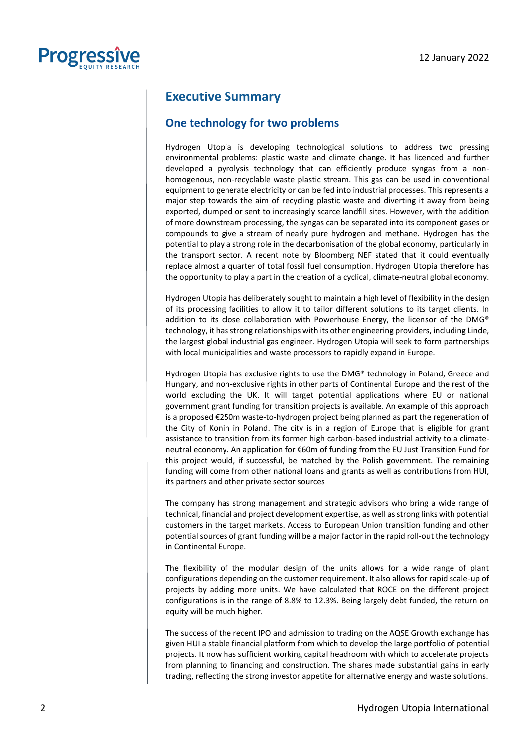# Executive Summary

## One technology for two problems

Hydrogen Utopia is developing technological solutions to address two pressing environmental problems: plastic waste and climate change. It has licenced and further developed a pyrolysis technology that can efficiently produce syngas from a non-homogenous, non-recyclable waste plastic stream. This gas can be used in conventional equipment to generate electricity or can be fed into industrial processes. This represents a major step towards the aim of recycling plastic waste and diverting it away from being exported, dumped or sent to increasingly scarce landfill sites. However, with the addition of more downstream processing, the syngas can be separated into its component gases or compounds to give a stream of nearly pure hydrogen and methane. Hydrogen has the potential to play a strong role in the decarbonisation of the global economy, particularly in the transport sector. A recent note by Bloomberg NEF stated that it could eventually replace almost a quarter of total fossil fuel consumption. Hydrogen Utopia therefore has the opportunity to play a part in the creation of a cyclical, climate-neutral global economy.

Hydrogen Utopia has deliberately sought to maintain a high level of flexibility in the design of its processing facilities to allow it to tailor different solutions to its target clients. In addition to its close collaboration with Powerhouse Energy, the licensor of the DMG® technology, it has strong relationships with its other engineering providers, including Linde, the largest global industrial gas engineer. Hydrogen Utopia will seek to form partnerships with local municipalities and waste processors to rapidly expand in Europe.

Hydrogen Utopia has exclusive rights to use the DMG® technology in Poland, Greece and Hungary, and non-exclusive rights in other parts of Continental Europe and the rest of the world excluding the UK. It will target potential applications where EU or national government grant funding for transition projects is available. An example of this approach is a proposed €250m waste-to-hydrogen project being planned as part the regeneration of the City of Konin in Poland. The city is in a region of Europe that is eligible for grant assistance to transition from its former high carbon-based industrial activity to a climate-neutral economy. An application for €60m of funding from the EU Just Transition Fund for this project would, if successful, be matched by the Polish government. The remaining funding will come from other national loans and grants as well as contributions from HUI, its partners and other private sector sources

The company has strong management and strategic advisors who bring a wide range of technical, financial and project development expertise, as well as strong links with potential customers in the target markets. Access to European Union transition funding and other potential sources of grant funding will be a major factor in the rapid roll-out the technology in Continental Europe.

The flexibility of the modular design of the units allows for a wide range of plant configurations depending on the customer requirement. It also allows for rapid scale-up of projects by adding more units. We have calculated that ROCE on the different project configurations is in the range of 8.8% to 12.3%. Being largely debt funded, the return on equity will be much higher.

The success of the recent IPO and admission to trading on the AQSE Growth exchange has given HUI a stable financial platform from which to develop the large portfolio of potential projects. It now has sufficient working capital headroom with which to accelerate projects from planning to financing and construction. The shares made substantial gains in early trading, reflecting the strong investor appetite for alternative energy and waste solutions.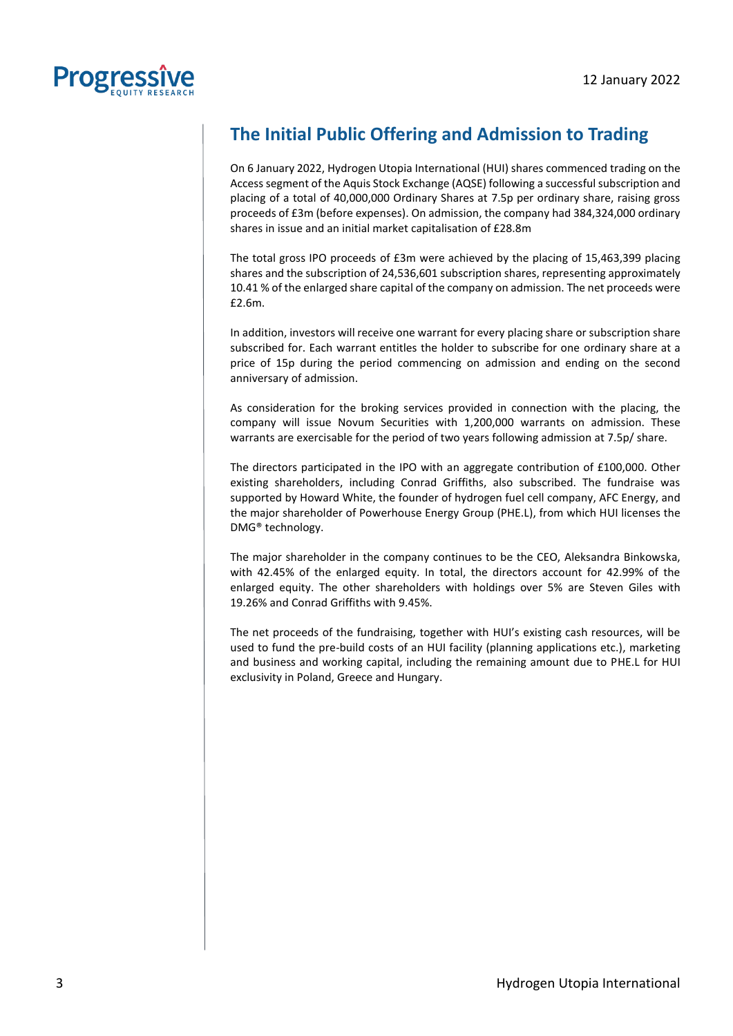## The Initial Public Offering and Admission to Trading

On 6 January 2022, Hydrogen Utopia International (HUI) shares commenced trading on the Access segment of the Aquis Stock Exchange (AQSE) following a successful subscription and placing of a total of 40,000,000 Ordinary Shares at 7.5p per ordinary share, raising gross proceeds of £3m (before expenses). On admission, the company had 384,324,000 ordinary shares in issue and an initial market capitalisation of £28.8m

The total gross IPO proceeds of £3m were achieved by the placing of 15,463,399 placing shares and the subscription of 24,536,601 subscription shares, representing approximately 10.41 % of the enlarged share capital of the company on admission. The net proceeds were £2.6m.

In addition, investors will receive one warrant for every placing share or subscription share subscribed for. Each warrant entitles the holder to subscribe for one ordinary share at a price of 15p during the period commencing on admission and ending on the second anniversary of admission.

As consideration for the broking services provided in connection with the placing, the company will issue Novum Securities with 1,200,000 warrants on admission. These warrants are exercisable for the period of two years following admission at 7.5p/ share.

The directors participated in the IPO with an aggregate contribution of £100,000. Other existing shareholders, including Conrad Griffiths, also subscribed. The fundraise was supported by Howard White, the founder of hydrogen fuel cell company, AFC Energy, and the major shareholder of Powerhouse Energy Group (PHE.L), from which HUI licenses the DMG® technology.

The major shareholder in the company continues to be the CEO, Aleksandra Binkowska, with 42.45% of the enlarged equity. In total, the directors account for 42.99% of the enlarged equity. The other shareholders with holdings over 5% are Steven Giles with 19.26% and Conrad Griffiths with 9.45%.

The net proceeds of the fundraising, together with HUI's existing cash resources, will be used to fund the pre-build costs of an HUI facility (planning applications etc.), marketing and business and working capital, including the remaining amount due to PHE.L for HUI exclusivity in Poland, Greece and Hungary.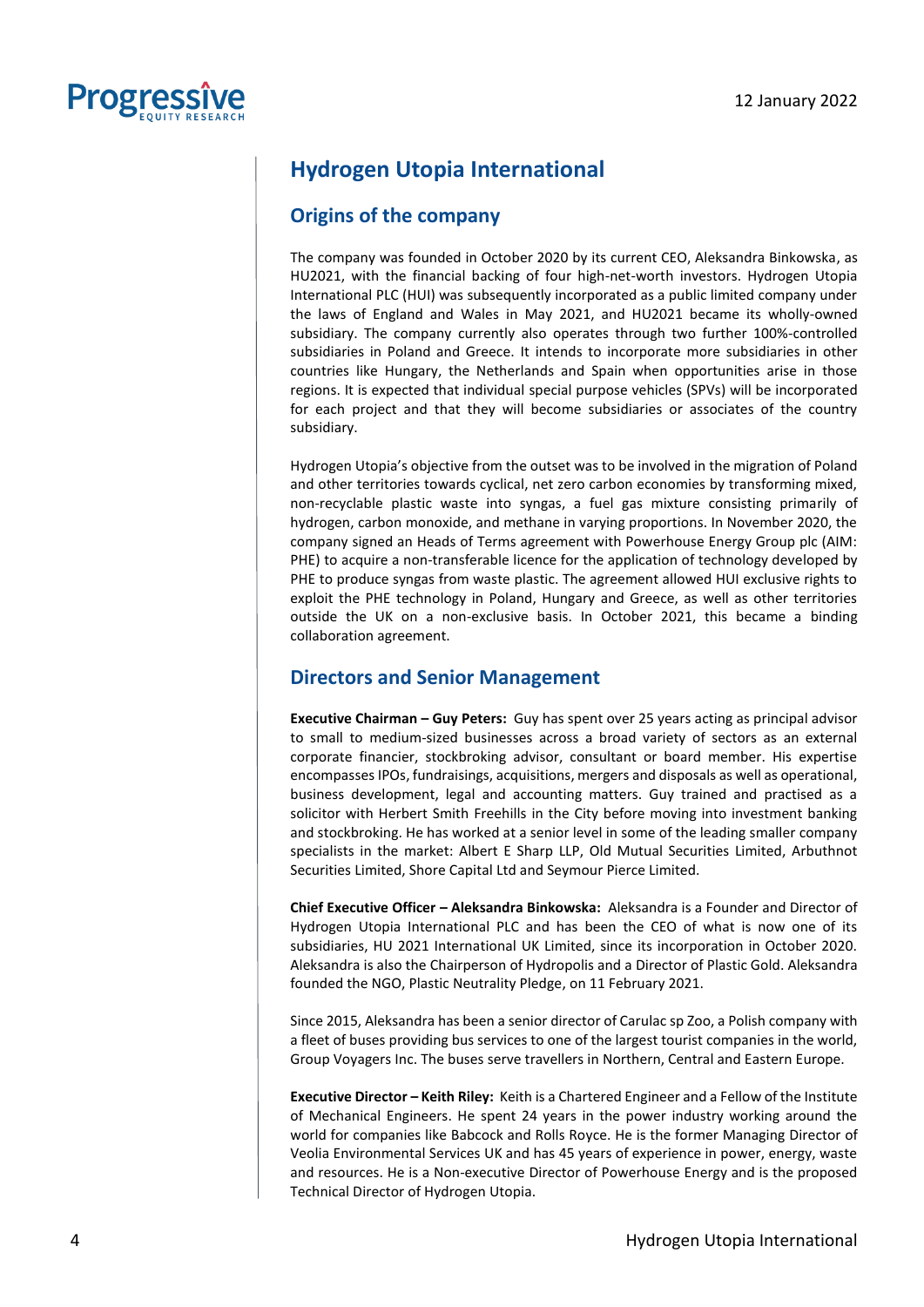# Hydrogen Utopia International

## Origins of the company

The company was founded in October 2020 by its current CEO, Aleksandra Binkowska, as HU2021, with the financial backing of four high-net-worth investors. Hydrogen Utopia International PLC (HUI) was subsequently incorporated as a public limited company under the laws of England and Wales in May 2021, and HU2021 became its wholly-owned subsidiary. The company currently also operates through two further 100%-controlled subsidiaries in Poland and Greece. It intends to incorporate more subsidiaries in other countries like Hungary, the Netherlands and Spain when opportunities arise in those regions. It is expected that individual special purpose vehicles (SPVs) will be incorporated for each project and that they will become subsidiaries or associates of the country subsidiary.

Hydrogen Utopia's objective from the outset was to be involved in the migration of Poland and other territories towards cyclical, net zero carbon economies by transforming mixed, non-recyclable plastic waste into syngas, a fuel gas mixture consisting primarily of hydrogen, carbon monoxide, and methane in varying proportions. In November 2020, the company signed an Heads of Terms agreement with Powerhouse Energy Group plc (AIM: PHE) to acquire a non-transferable licence for the application of technology developed by PHE to produce syngas from waste plastic. The agreement allowed HUI exclusive rights to exploit the PHE technology in Poland, Hungary and Greece, as well as other territories outside the UK on a non-exclusive basis. In October 2021, this became a binding collaboration agreement.

## Directors and Senior Management

**Executive Chairman – Guy Peters:** Guy has spent over 25 years acting as principal advisor to small to medium-sized businesses across a broad variety of sectors as an external corporate financier, stockbroking advisor, consultant or board member. His expertise encompasses IPOs, fundraisings, acquisitions, mergers and disposals as well as operational, business development, legal and accounting matters. Guy trained and practised as a solicitor with Herbert Smith Freehills in the City before moving into investment banking and stockbroking. He has worked at a senior level in some of the leading smaller company specialists in the market: Albert E Sharp LLP, Old Mutual Securities Limited, Arbuthnot Securities Limited, Shore Capital Ltd and Seymour Pierce Limited.

**Chief Executive Officer – Aleksandra Binkowska:** Aleksandra is a Founder and Director of Hydrogen Utopia International PLC and has been the CEO of what is now one of its subsidiaries, HU 2021 International UK Limited, since its incorporation in October 2020. Aleksandra is also the Chairperson of Hydropolis and a Director of Plastic Gold. Aleksandra founded the NGO, Plastic Neutrality Pledge, on 11 February 2021.

Since 2015, Aleksandra has been a senior director of Carulac sp Zoo, a Polish company with a fleet of buses providing bus services to one of the largest tourist companies in the world, Group Voyagers Inc. The buses serve travellers in Northern, Central and Eastern Europe.

**Executive Director – Keith Riley:** Keith is a Chartered Engineer and a Fellow of the Institute of Mechanical Engineers. He spent 24 years in the power industry working around the world for companies like Babcock and Rolls Royce. He is the former Managing Director of Veolia Environmental Services UK and has 45 years of experience in power, energy, waste and resources. He is a Non-executive Director of Powerhouse Energy and is the proposed Technical Director of Hydrogen Utopia.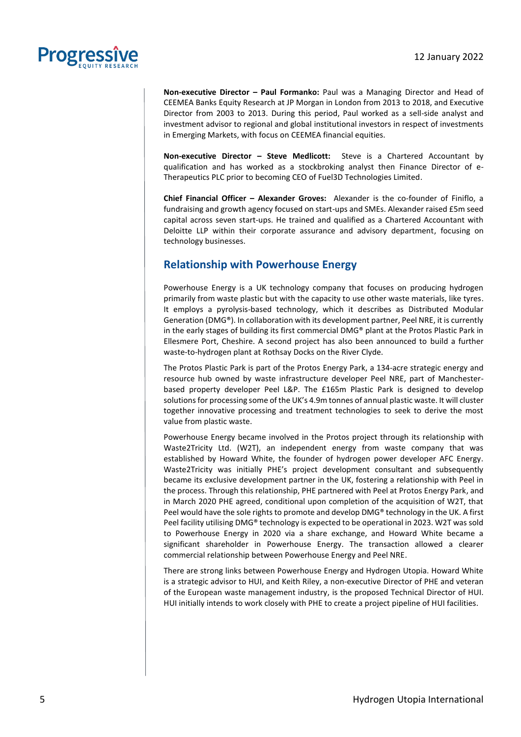**Non-executive Director – Paul Formanko:** Paul was a Managing Director and Head of CEEMEA Banks Equity Research at JP Morgan in London from 2013 to 2018, and Executive Director from 2003 to 2013. During this period, Paul worked as a sell-side analyst and investment advisor to regional and global institutional investors in respect of investments in Emerging Markets, with focus on CEEMEA financial equities.

**Non-executive Director – Steve Medlicott:** Steve is a Chartered Accountant by qualification and has worked as a stockbroking analyst then Finance Director of e-Therapeutics PLC prior to becoming CEO of Fuel3D Technologies Limited.

**Chief Financial Officer – Alexander Groves:** Alexander is the co-founder of Finiflo, a fundraising and growth agency focused on start-ups and SMEs. Alexander raised £5m seed capital across seven start-ups. He trained and qualified as a Chartered Accountant with Deloitte LLP within their corporate assurance and advisory department, focusing on technology businesses.

## Relationship with Powerhouse Energy

Powerhouse Energy is a UK technology company that focuses on producing hydrogen primarily from waste plastic but with the capacity to use other waste materials, like tyres. It employs a pyrolysis-based technology, which it describes as Distributed Modular Generation (DMG®). In collaboration with its development partner, Peel NRE, it is currently in the early stages of building its first commercial DMG® plant at the Protos Plastic Park in Ellesmere Port, Cheshire. A second project has also been announced to build a further waste-to-hydrogen plant at Rothsay Docks on the River Clyde.

The Protos Plastic Park is part of the Protos Energy Park, a 134-acre strategic energy and resource hub owned by waste infrastructure developer Peel NRE, part of Manchester-based property developer Peel L&P. The £165m Plastic Park is designed to develop solutions for processing some of the UK's 4.9m tonnes of annual plastic waste. It will cluster together innovative processing and treatment technologies to seek to derive the most value from plastic waste.

Powerhouse Energy became involved in the Protos project through its relationship with Waste2Tricity Ltd. (W2T), an independent energy from waste company that was established by Howard White, the founder of hydrogen power developer AFC Energy. Waste2Tricity was initially PHE's project development consultant and subsequently became its exclusive development partner in the UK, fostering a relationship with Peel in the process. Through this relationship, PHE partnered with Peel at Protos Energy Park, and in March 2020 PHE agreed, conditional upon completion of the acquisition of W2T, that Peel would have the sole rights to promote and develop DMG® technology in the UK. A first Peel facility utilising DMG® technology is expected to be operational in 2023. W2T was sold to Powerhouse Energy in 2020 via a share exchange, and Howard White became a significant shareholder in Powerhouse Energy. The transaction allowed a clearer commercial relationship between Powerhouse Energy and Peel NRE.

There are strong links between Powerhouse Energy and Hydrogen Utopia. Howard White is a strategic advisor to HUI, and Keith Riley, a non-executive Director of PHE and veteran of the European waste management industry, is the proposed Technical Director of HUI. HUI initially intends to work closely with PHE to create a project pipeline of HUI facilities.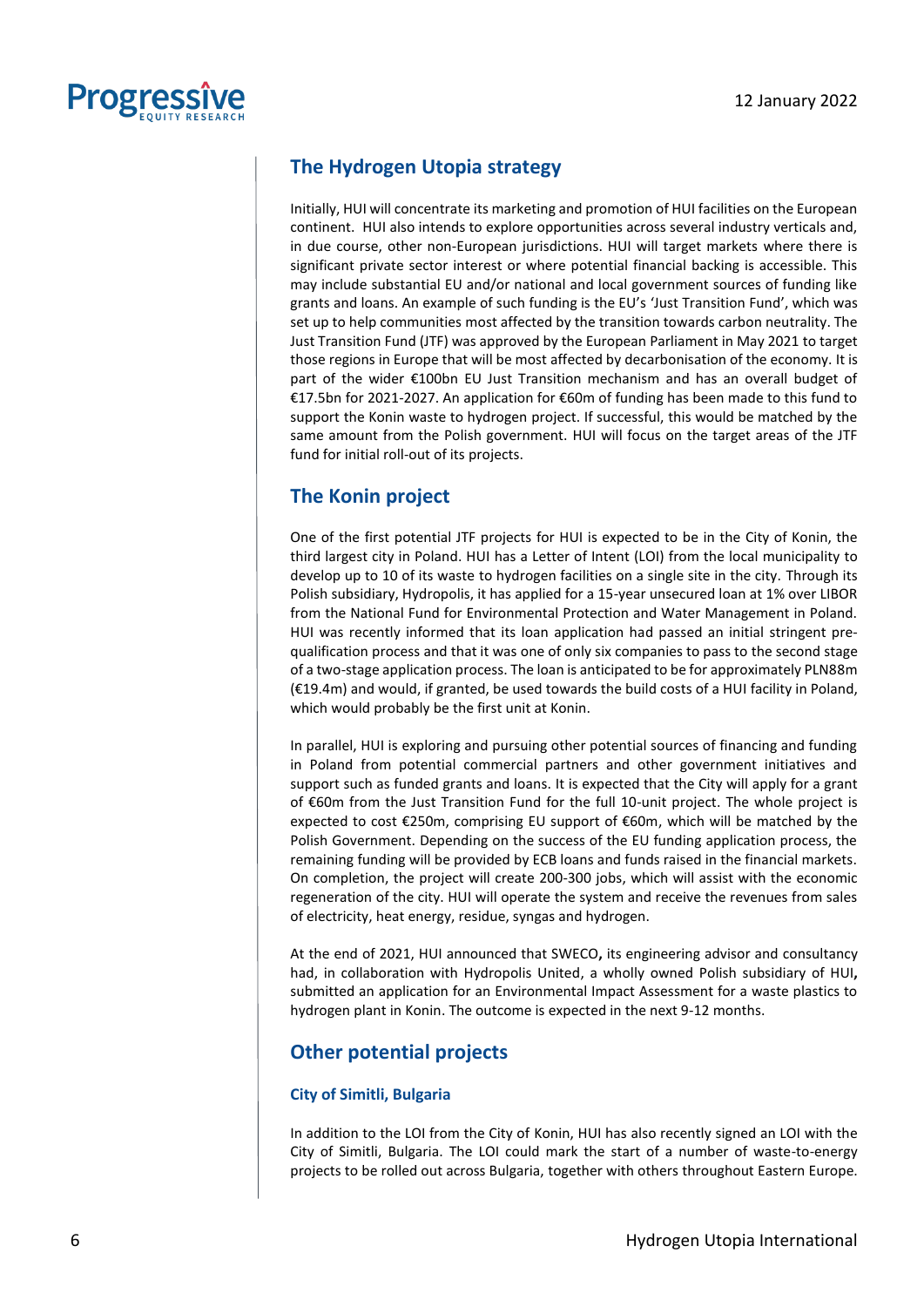## The Hydrogen Utopia strategy

Initially, HUI will concentrate its marketing and promotion of HUI facilities on the European continent. HUI also intends to explore opportunities across several industry verticals and, in due course, other non-European jurisdictions. HUI will target markets where there is significant private sector interest or where potential financial backing is accessible. This may include substantial EU and/or national and local government sources of funding like grants and loans. An example of such funding is the EU's 'Just Transition Fund', which was set up to help communities most affected by the transition towards carbon neutrality. The Just Transition Fund (JTF) was approved by the European Parliament in May 2021 to target those regions in Europe that will be most affected by decarbonisation of the economy. It is part of the wider €100bn EU Just Transition mechanism and has an overall budget of €17.5bn for 2021-2027. An application for €60m of funding has been made to this fund to support the Konin waste to hydrogen project. If successful, this would be matched by the same amount from the Polish government. HUI will focus on the target areas of the JTF fund for initial roll-out of its projects.

## The Konin project

One of the first potential JTF projects for HUI is expected to be in the City of Konin, the third largest city in Poland. HUI has a Letter of Intent (LOI) from the local municipality to develop up to 10 of its waste to hydrogen facilities on a single site in the city. Through its Polish subsidiary, Hydropolis, it has applied for a 15-year unsecured loan at 1% over LIBOR from the National Fund for Environmental Protection and Water Management in Poland. HUI was recently informed that its loan application had passed an initial stringent pre-qualification process and that it was one of only six companies to pass to the second stage of a two-stage application process. The loan is anticipated to be for approximately PLN88m (€19.4m) and would, if granted, be used towards the build costs of a HUI facility in Poland, which would probably be the first unit at Konin.

In parallel, HUI is exploring and pursuing other potential sources of financing and funding in Poland from potential commercial partners and other government initiatives and support such as funded grants and loans. It is expected that the City will apply for a grant of €60m from the Just Transition Fund for the full 10-unit project. The whole project is expected to cost €250m, comprising EU support of €60m, which will be matched by the Polish Government. Depending on the success of the EU funding application process, the remaining funding will be provided by ECB loans and funds raised in the financial markets. On completion, the project will create 200-300 jobs, which will assist with the economic regeneration of the city. HUI will operate the system and receive the revenues from sales of electricity, heat energy, residue, syngas and hydrogen.

At the end of 2021, HUI announced that SWECO**,** its engineering advisor and consultancy had, in collaboration with Hydropolis United, a wholly owned Polish subsidiary of HUI**,** submitted an application for an Environmental Impact Assessment for a waste plastics to hydrogen plant in Konin. The outcome is expected in the next 9-12 months.

## Other potential projects

### City of Simitli, Bulgaria

In addition to the LOI from the City of Konin, HUI has also recently signed an LOI with the City of Simitli, Bulgaria. The LOI could mark the start of a number of waste-to-energy projects to be rolled out across Bulgaria, together with others throughout Eastern Europe.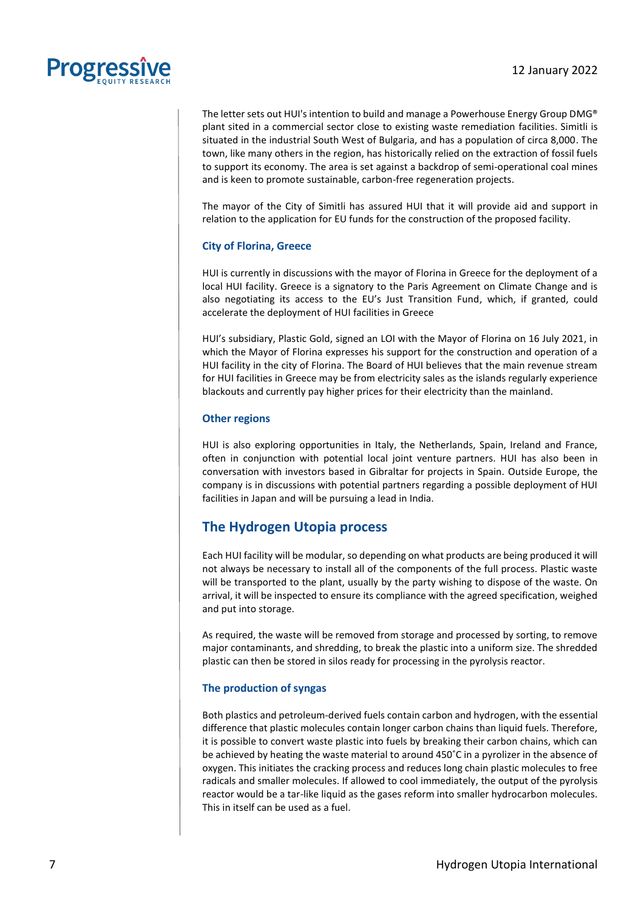The letter sets out HUI's intention to build and manage a Powerhouse Energy Group DMG® plant sited in a commercial sector close to existing waste remediation facilities. Simitli is situated in the industrial South West of Bulgaria, and has a population of circa 8,000. The town, like many others in the region, has historically relied on the extraction of fossil fuels to support its economy. The area is set against a backdrop of semi-operational coal mines and is keen to promote sustainable, carbon-free regeneration projects.

The mayor of the City of Simitli has assured HUI that it will provide aid and support in relation to the application for EU funds for the construction of the proposed facility.

### City of Florina, Greece

HUI is currently in discussions with the mayor of Florina in Greece for the deployment of a local HUI facility. Greece is a signatory to the Paris Agreement on Climate Change and is also negotiating its access to the EU's Just Transition Fund, which, if granted, could accelerate the deployment of HUI facilities in Greece

HUI's subsidiary, Plastic Gold, signed an LOI with the Mayor of Florina on 16 July 2021, in which the Mayor of Florina expresses his support for the construction and operation of a HUI facility in the city of Florina. The Board of HUI believes that the main revenue stream for HUI facilities in Greece may be from electricity sales as the islands regularly experience blackouts and currently pay higher prices for their electricity than the mainland.

### Other regions

HUI is also exploring opportunities in Italy, the Netherlands, Spain, Ireland and France, often in conjunction with potential local joint venture partners. HUI has also been in conversation with investors based in Gibraltar for projects in Spain. Outside Europe, the company is in discussions with potential partners regarding a possible deployment of HUI facilities in Japan and will be pursuing a lead in India.

## The Hydrogen Utopia process

Each HUI facility will be modular, so depending on what products are being produced it will not always be necessary to install all of the components of the full process. Plastic waste will be transported to the plant, usually by the party wishing to dispose of the waste. On arrival, it will be inspected to ensure its compliance with the agreed specification, weighed and put into storage.

As required, the waste will be removed from storage and processed by sorting, to remove major contaminants, and shredding, to break the plastic into a uniform size. The shredded plastic can then be stored in silos ready for processing in the pyrolysis reactor.

### The production of syngas

Both plastics and petroleum-derived fuels contain carbon and hydrogen, with the essential difference that plastic molecules contain longer carbon chains than liquid fuels. Therefore, it is possible to convert waste plastic into fuels by breaking their carbon chains, which can be achieved by heating the waste material to around 450˚C in a pyrolizer in the absence of oxygen. This initiates the cracking process and reduces long chain plastic molecules to free radicals and smaller molecules. If allowed to cool immediately, the output of the pyrolysis reactor would be a tar-like liquid as the gases reform into smaller hydrocarbon molecules. This in itself can be used as a fuel.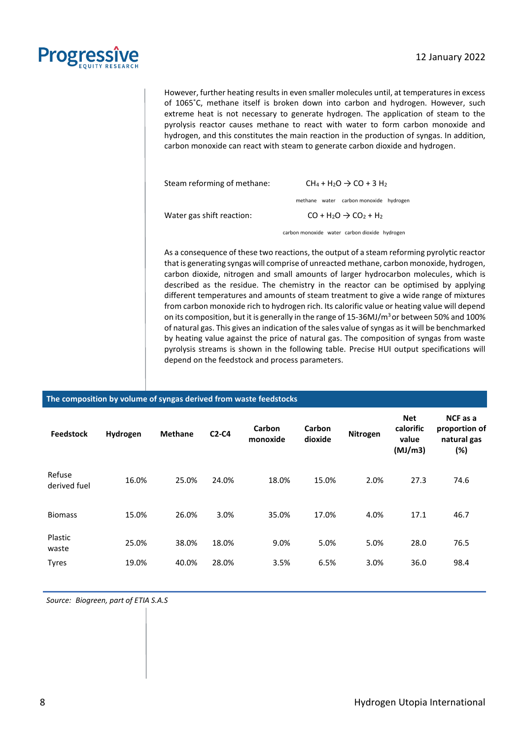However, further heating results in even smaller molecules until, at temperatures in excess of 1065˚C, methane itself is broken down into carbon and hydrogen. However, such extreme heat is not necessary to generate hydrogen. The application of steam to the pyrolysis reactor causes methane to react with water to form carbon monoxide and hydrogen, and this constitutes the main reaction in the production of syngas. In addition, carbon monoxide can react with steam to generate carbon dioxide and hydrogen.

Steam reforming of methane:

$$\underset{\text{methane}}{CH_4} + \underset{\text{water}}{H_2O} \rightarrow \underset{\text{carbon monoxide}}{CO} + \underset{\text{hydrogen}}{3\,H_2}$$

Water gas shift reaction:

$$\underset{\text{carbon monoxide}}{CO} + \underset{\text{water}}{H_2O} \rightarrow \underset{\text{carbon dioxide}}{CO_2} + \underset{\text{hydrogen}}{H_2}$$

As a consequence of these two reactions, the output of a steam reforming pyrolytic reactor that is generating syngas will comprise of unreacted methane, carbon monoxide, hydrogen, carbon dioxide, nitrogen and small amounts of larger hydrocarbon molecules, which is described as the residue. The chemistry in the reactor can be optimised by applying different temperatures and amounts of steam treatment to give a wide range of mixtures from carbon monoxide rich to hydrogen rich. Its calorific value or heating value will depend on its composition, but it is generally in the range of 15-36MJ/m$^3$ or between 50% and 100% of natural gas. This gives an indication of the sales value of syngas as it will be benchmarked by heating value against the price of natural gas. The composition of syngas from waste pyrolysis streams is shown in the following table. Precise HUI output specifications will depend on the feedstock and process parameters.

**The composition by volume of syngas derived from waste feedstocks**

| Feedstock | Hydrogen | Methane | C2-C4 | Carbon monoxide | Carbon dioxide | Nitrogen | Net calorific value (MJ/m3) | NCF as a proportion of natural gas (%) |
|---|---|---|---|---|---|---|---|---|
| Refuse derived fuel | 16.0% | 25.0% | 24.0% | 18.0% | 15.0% | 2.0% | 27.3 | 74.6 |
| Biomass | 15.0% | 26.0% | 3.0% | 35.0% | 17.0% | 4.0% | 17.1 | 46.7 |
| Plastic waste | 25.0% | 38.0% | 18.0% | 9.0% | 5.0% | 5.0% | 28.0 | 76.5 |
| Tyres | 19.0% | 40.0% | 28.0% | 3.5% | 6.5% | 3.0% | 36.0 | 98.4 |

*Source: Biogreen, part of ETIA S.A.S*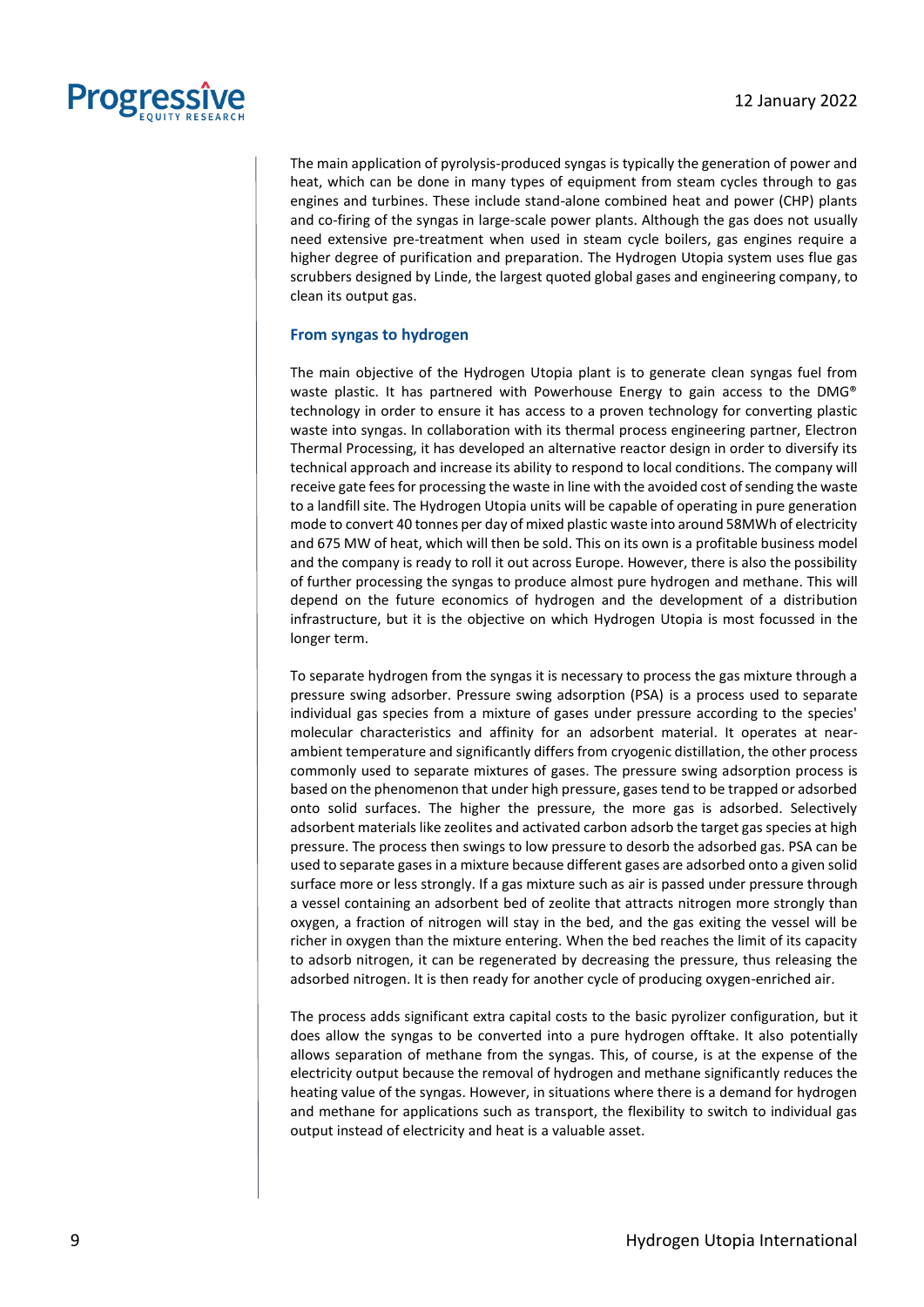The main application of pyrolysis-produced syngas is typically the generation of power and heat, which can be done in many types of equipment from steam cycles through to gas engines and turbines. These include stand-alone combined heat and power (CHP) plants and co-firing of the syngas in large-scale power plants. Although the gas does not usually need extensive pre-treatment when used in steam cycle boilers, gas engines require a higher degree of purification and preparation. The Hydrogen Utopia system uses flue gas scrubbers designed by Linde, the largest quoted global gases and engineering company, to clean its output gas.

### From syngas to hydrogen

The main objective of the Hydrogen Utopia plant is to generate clean syngas fuel from waste plastic. It has partnered with Powerhouse Energy to gain access to the DMG® technology in order to ensure it has access to a proven technology for converting plastic waste into syngas. In collaboration with its thermal process engineering partner, Electron Thermal Processing, it has developed an alternative reactor design in order to diversify its technical approach and increase its ability to respond to local conditions. The company will receive gate fees for processing the waste in line with the avoided cost of sending the waste to a landfill site. The Hydrogen Utopia units will be capable of operating in pure generation mode to convert 40 tonnes per day of mixed plastic waste into around 58MWh of electricity and 675 MW of heat, which will then be sold. This on its own is a profitable business model and the company is ready to roll it out across Europe. However, there is also the possibility of further processing the syngas to produce almost pure hydrogen and methane. This will depend on the future economics of hydrogen and the development of a distribution infrastructure, but it is the objective on which Hydrogen Utopia is most focussed in the longer term.

To separate hydrogen from the syngas it is necessary to process the gas mixture through a pressure swing adsorber. Pressure swing adsorption (PSA) is a process used to separate individual gas species from a mixture of gases under pressure according to the species' molecular characteristics and affinity for an adsorbent material. It operates at near-ambient temperature and significantly differs from cryogenic distillation, the other process commonly used to separate mixtures of gases. The pressure swing adsorption process is based on the phenomenon that under high pressure, gases tend to be trapped or adsorbed onto solid surfaces. The higher the pressure, the more gas is adsorbed. Selectively adsorbent materials like zeolites and activated carbon adsorb the target gas species at high pressure. The process then swings to low pressure to desorb the adsorbed gas. PSA can be used to separate gases in a mixture because different gases are adsorbed onto a given solid surface more or less strongly. If a gas mixture such as air is passed under pressure through a vessel containing an adsorbent bed of zeolite that attracts nitrogen more strongly than oxygen, a fraction of nitrogen will stay in the bed, and the gas exiting the vessel will be richer in oxygen than the mixture entering. When the bed reaches the limit of its capacity to adsorb nitrogen, it can be regenerated by decreasing the pressure, thus releasing the adsorbed nitrogen. It is then ready for another cycle of producing oxygen-enriched air.

The process adds significant extra capital costs to the basic pyrolizer configuration, but it does allow the syngas to be converted into a pure hydrogen offtake. It also potentially allows separation of methane from the syngas. This, of course, is at the expense of the electricity output because the removal of hydrogen and methane significantly reduces the heating value of the syngas. However, in situations where there is a demand for hydrogen and methane for applications such as transport, the flexibility to switch to individual gas output instead of electricity and heat is a valuable asset.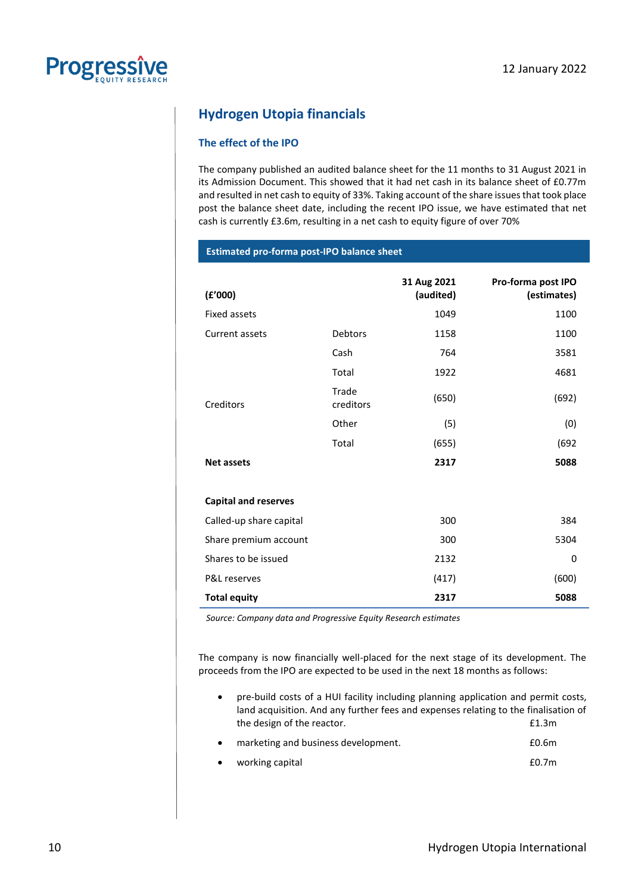## Hydrogen Utopia financials

### The effect of the IPO

The company published an audited balance sheet for the 11 months to 31 August 2021 in its Admission Document. This showed that it had net cash in its balance sheet of £0.77m and resulted in net cash to equity of 33%. Taking account of the share issues that took place post the balance sheet date, including the recent IPO issue, we have estimated that net cash is currently £3.6m, resulting in a net cash to equity figure of over 70%

**Estimated pro-forma post-IPO balance sheet**

| (£'000) | | 31 Aug 2021 (audited) | Pro-forma post IPO (estimates) |
|---|---|---|---|
| Fixed assets | | 1049 | 1100 |
| Current assets | Debtors | 1158 | 1100 |
| | Cash | 764 | 3581 |
| | Total | 1922 | 4681 |
| Creditors | Trade creditors | (650) | (692) |
| | Other | (5) | (0) |
| | Total | (655) | (692 |
| **Net assets** | | **2317** | **5088** |
| | | | |
| **Capital and reserves** | | | |
| Called-up share capital | | 300 | 384 |
| Share premium account | | 300 | 5304 |
| Shares to be issued | | 2132 | 0 |
| P&L reserves | | (417) | (600) |
| **Total equity** | | **2317** | **5088** |

*Source: Company data and Progressive Equity Research estimates*

The company is now financially well-placed for the next stage of its development. The proceeds from the IPO are expected to be used in the next 18 months as follows:

- pre-build costs of a HUI facility including planning application and permit costs, land acquisition. And any further fees and expenses relating to the finalisation of the design of the reactor. £1.3m
- marketing and business development. £0.6m
- working capital £0.7m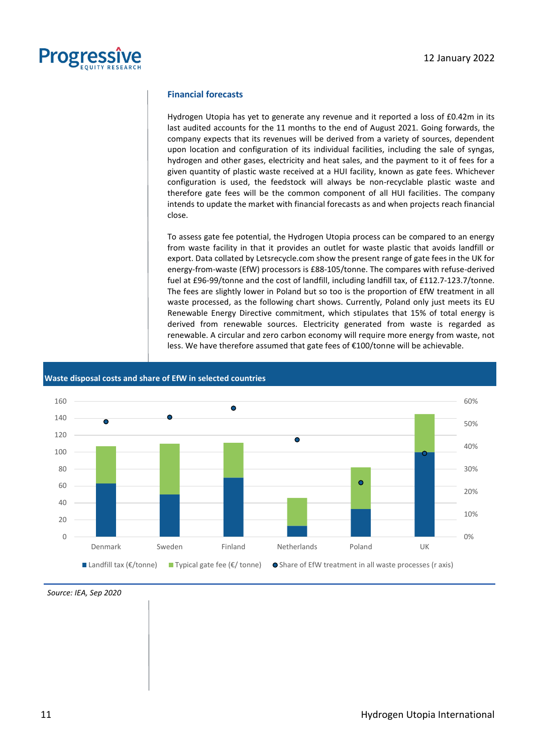## Financial forecasts

Hydrogen Utopia has yet to generate any revenue and it reported a loss of £0.42m in its last audited accounts for the 11 months to the end of August 2021. Going forwards, the company expects that its revenues will be derived from a variety of sources, dependent upon location and configuration of its individual facilities, including the sale of syngas, hydrogen and other gases, electricity and heat sales, and the payment to it of fees for a given quantity of plastic waste received at a HUI facility, known as gate fees. Whichever configuration is used, the feedstock will always be non-recyclable plastic waste and therefore gate fees will be the common component of all HUI facilities. The company intends to update the market with financial forecasts as and when projects reach financial close.

To assess gate fee potential, the Hydrogen Utopia process can be compared to an energy from waste facility in that it provides an outlet for waste plastic that avoids landfill or export. Data collated by Letsrecycle.com show the present range of gate fees in the UK for energy-from-waste (EfW) processors is £88-105/tonne. The compares with refuse-derived fuel at £96-99/tonne and the cost of landfill, including landfill tax, of £112.7-123.7/tonne. The fees are slightly lower in Poland but so too is the proportion of EfW treatment in all waste processed, as the following chart shows. Currently, Poland only just meets its EU Renewable Energy Directive commitment, which stipulates that 15% of total energy is derived from renewable sources. Electricity generated from waste is regarded as renewable. A circular and zero carbon economy will require more energy from waste, not less. We have therefore assumed that gate fees of €100/tonne will be achievable.

**Waste disposal costs and share of EfW in selected countries**

| Country | Landfill tax (€/tonne) | Typical gate fee (€/ tonne) | Share of EfW treatment in all waste processes (r axis) |
|---|---|---|---|
| Denmark | ~63 | ~44 | ~51% |
| Sweden | ~50 | ~60 | ~53% |
| Finland | ~70 | ~41 | ~57% |
| Netherlands | ~13 | ~33 | ~43% |
| Poland | ~33 | ~49 | ~24% |
| UK | ~100 | ~45 | ~37% |

*Source: IEA, Sep 2020*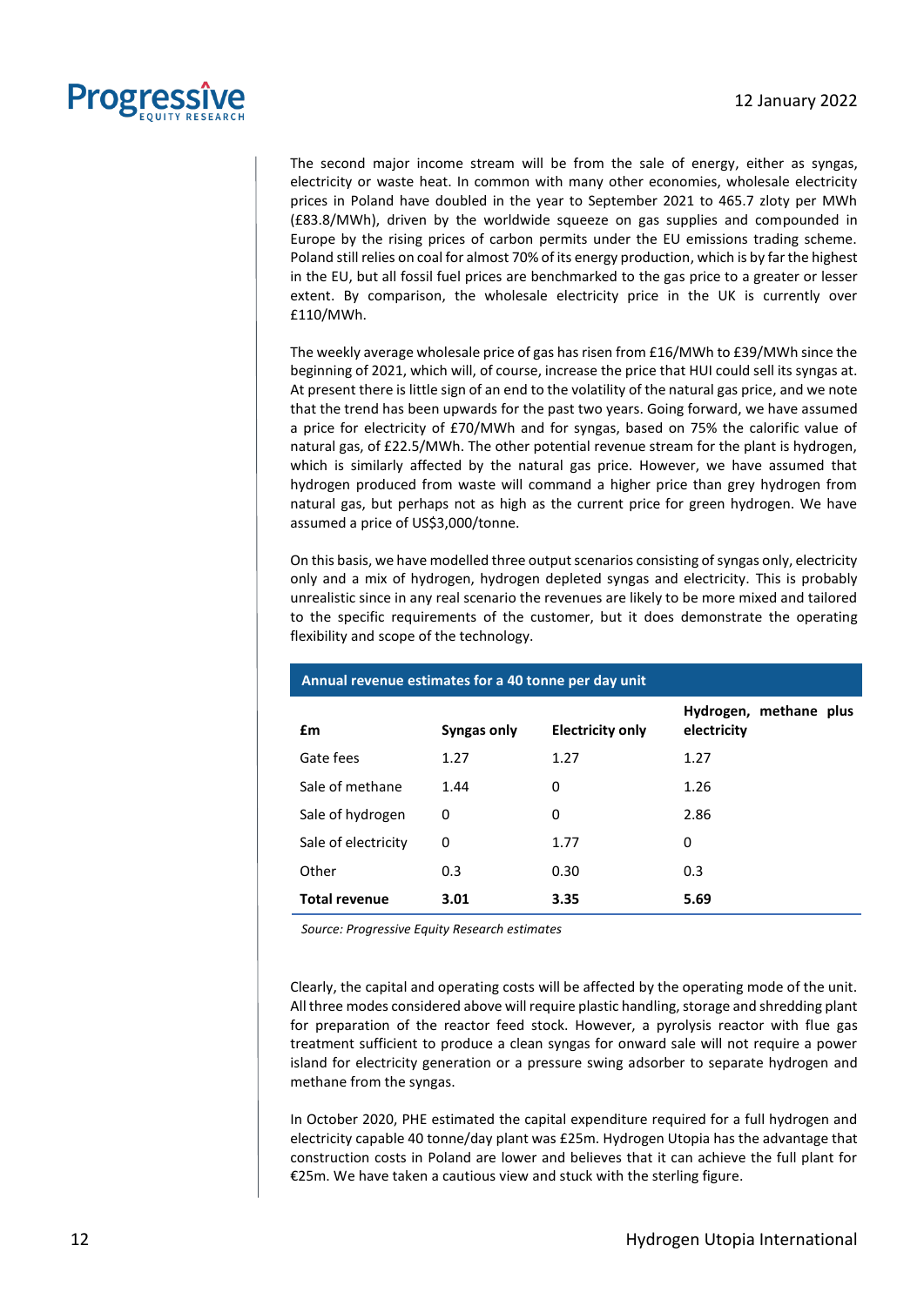The second major income stream will be from the sale of energy, either as syngas, electricity or waste heat. In common with many other economies, wholesale electricity prices in Poland have doubled in the year to September 2021 to 465.7 zloty per MWh (£83.8/MWh), driven by the worldwide squeeze on gas supplies and compounded in Europe by the rising prices of carbon permits under the EU emissions trading scheme. Poland still relies on coal for almost 70% of its energy production, which is by far the highest in the EU, but all fossil fuel prices are benchmarked to the gas price to a greater or lesser extent. By comparison, the wholesale electricity price in the UK is currently over £110/MWh.

The weekly average wholesale price of gas has risen from £16/MWh to £39/MWh since the beginning of 2021, which will, of course, increase the price that HUI could sell its syngas at. At present there is little sign of an end to the volatility of the natural gas price, and we note that the trend has been upwards for the past two years. Going forward, we have assumed a price for electricity of £70/MWh and for syngas, based on 75% the calorific value of natural gas, of £22.5/MWh. The other potential revenue stream for the plant is hydrogen, which is similarly affected by the natural gas price. However, we have assumed that hydrogen produced from waste will command a higher price than grey hydrogen from natural gas, but perhaps not as high as the current price for green hydrogen. We have assumed a price of US$3,000/tonne.

On this basis, we have modelled three output scenarios consisting of syngas only, electricity only and a mix of hydrogen, hydrogen depleted syngas and electricity. This is probably unrealistic since in any real scenario the revenues are likely to be more mixed and tailored to the specific requirements of the customer, but it does demonstrate the operating flexibility and scope of the technology.

**Annual revenue estimates for a 40 tonne per day unit**

| £m | Syngas only | Electricity only | Hydrogen, methane plus electricity |
|---|---|---|---|
| Gate fees | 1.27 | 1.27 | 1.27 |
| Sale of methane | 1.44 | 0 | 1.26 |
| Sale of hydrogen | 0 | 0 | 2.86 |
| Sale of electricity | 0 | 1.77 | 0 |
| Other | 0.3 | 0.30 | 0.3 |
| **Total revenue** | **3.01** | **3.35** | **5.69** |

*Source: Progressive Equity Research estimates*

Clearly, the capital and operating costs will be affected by the operating mode of the unit. All three modes considered above will require plastic handling, storage and shredding plant for preparation of the reactor feed stock. However, a pyrolysis reactor with flue gas treatment sufficient to produce a clean syngas for onward sale will not require a power island for electricity generation or a pressure swing adsorber to separate hydrogen and methane from the syngas.

In October 2020, PHE estimated the capital expenditure required for a full hydrogen and electricity capable 40 tonne/day plant was £25m. Hydrogen Utopia has the advantage that construction costs in Poland are lower and believes that it can achieve the full plant for €25m. We have taken a cautious view and stuck with the sterling figure.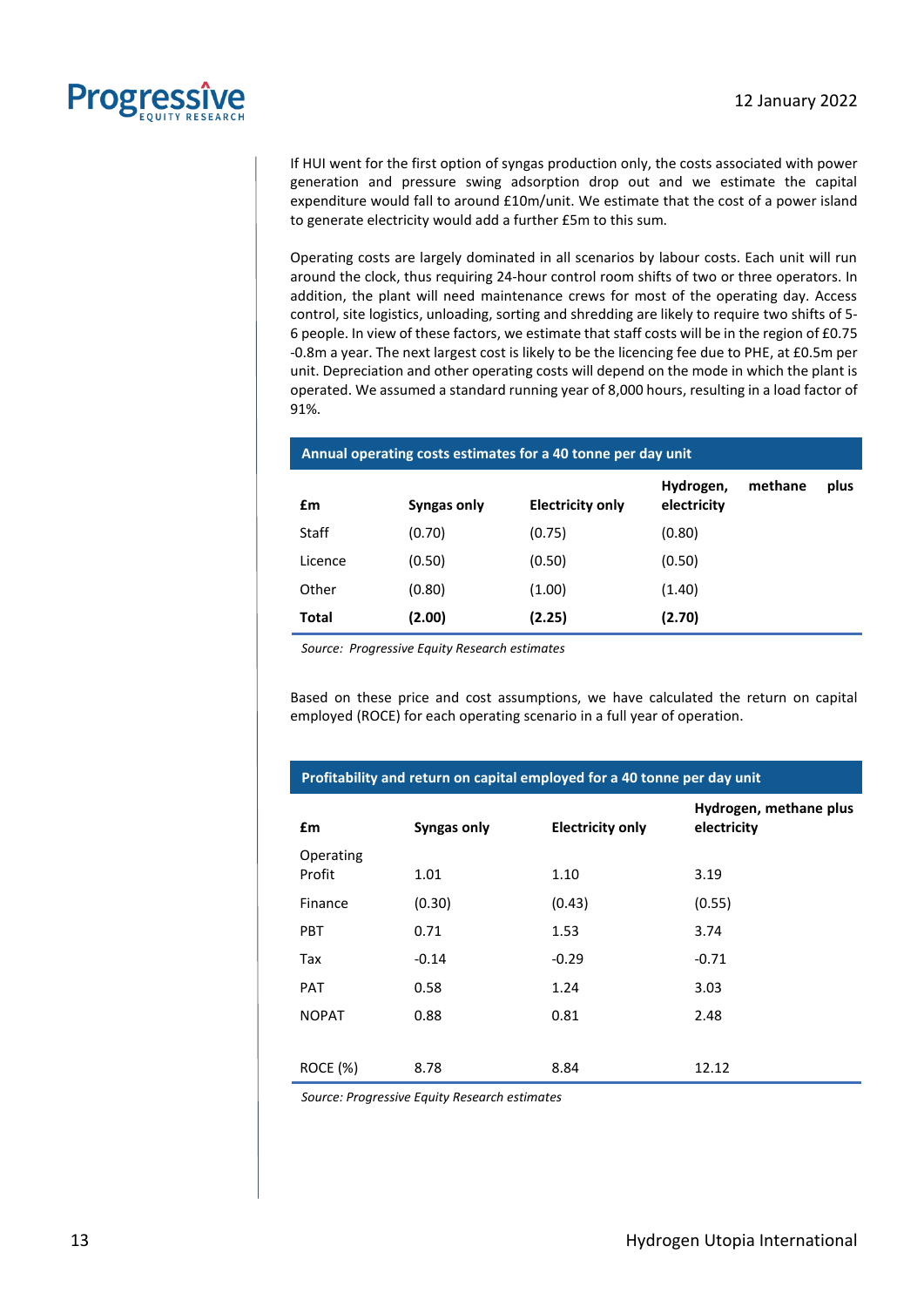If HUI went for the first option of syngas production only, the costs associated with power generation and pressure swing adsorption drop out and we estimate the capital expenditure would fall to around £10m/unit. We estimate that the cost of a power island to generate electricity would add a further £5m to this sum.

Operating costs are largely dominated in all scenarios by labour costs. Each unit will run around the clock, thus requiring 24-hour control room shifts of two or three operators. In addition, the plant will need maintenance crews for most of the operating day. Access control, site logistics, unloading, sorting and shredding are likely to require two shifts of 5-6 people. In view of these factors, we estimate that staff costs will be in the region of £0.75 -0.8m a year. The next largest cost is likely to be the licencing fee due to PHE, at £0.5m per unit. Depreciation and other operating costs will depend on the mode in which the plant is operated. We assumed a standard running year of 8,000 hours, resulting in a load factor of 91%.

**Annual operating costs estimates for a 40 tonne per day unit**

| £m | Syngas only | Electricity only | Hydrogen, methane plus electricity |
|---|---|---|---|
| Staff | (0.70) | (0.75) | (0.80) |
| Licence | (0.50) | (0.50) | (0.50) |
| Other | (0.80) | (1.00) | (1.40) |
| **Total** | **(2.00)** | **(2.25)** | **(2.70)** |

*Source: Progressive Equity Research estimates*

Based on these price and cost assumptions, we have calculated the return on capital employed (ROCE) for each operating scenario in a full year of operation.

**Profitability and return on capital employed for a 40 tonne per day unit**

| £m | Syngas only | Electricity only | Hydrogen, methane plus electricity |
|---|---|---|---|
| Operating Profit | 1.01 | 1.10 | 3.19 |
| Finance | (0.30) | (0.43) | (0.55) |
| PBT | 0.71 | 1.53 | 3.74 |
| Tax | -0.14 | -0.29 | -0.71 |
| PAT | 0.58 | 1.24 | 3.03 |
| NOPAT | 0.88 | 0.81 | 2.48 |
| | | | |
| ROCE (%) | 8.78 | 8.84 | 12.12 |

*Source: Progressive Equity Research estimates*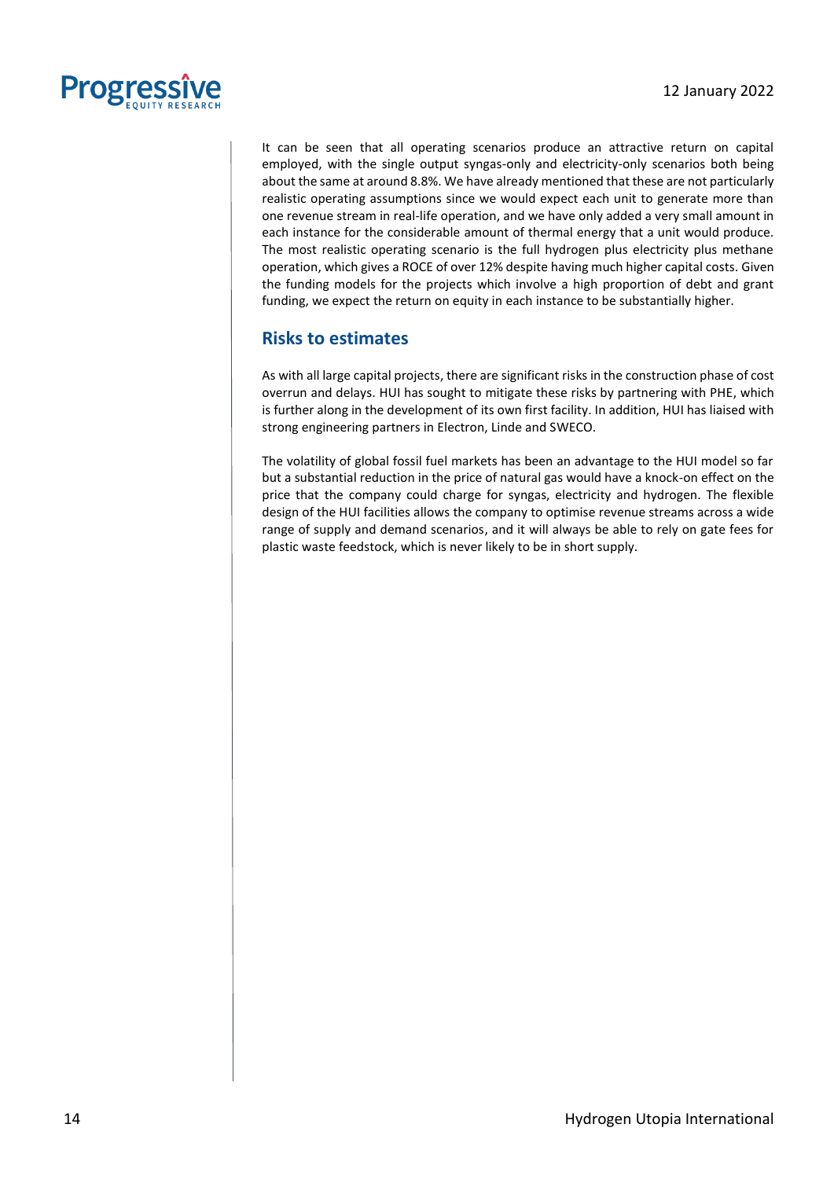It can be seen that all operating scenarios produce an attractive return on capital employed, with the single output syngas-only and electricity-only scenarios both being about the same at around 8.8%. We have already mentioned that these are not particularly realistic operating assumptions since we would expect each unit to generate more than one revenue stream in real-life operation, and we have only added a very small amount in each instance for the considerable amount of thermal energy that a unit would produce. The most realistic operating scenario is the full hydrogen plus electricity plus methane operation, which gives a ROCE of over 12% despite having much higher capital costs. Given the funding models for the projects which involve a high proportion of debt and grant funding, we expect the return on equity in each instance to be substantially higher.

## Risks to estimates

As with all large capital projects, there are significant risks in the construction phase of cost overrun and delays. HUI has sought to mitigate these risks by partnering with PHE, which is further along in the development of its own first facility. In addition, HUI has liaised with strong engineering partners in Electron, Linde and SWECO.

The volatility of global fossil fuel markets has been an advantage to the HUI model so far but a substantial reduction in the price of natural gas would have a knock-on effect on the price that the company could charge for syngas, electricity and hydrogen. The flexible design of the HUI facilities allows the company to optimise revenue streams across a wide range of supply and demand scenarios, and it will always be able to rely on gate fees for plastic waste feedstock, which is never likely to be in short supply.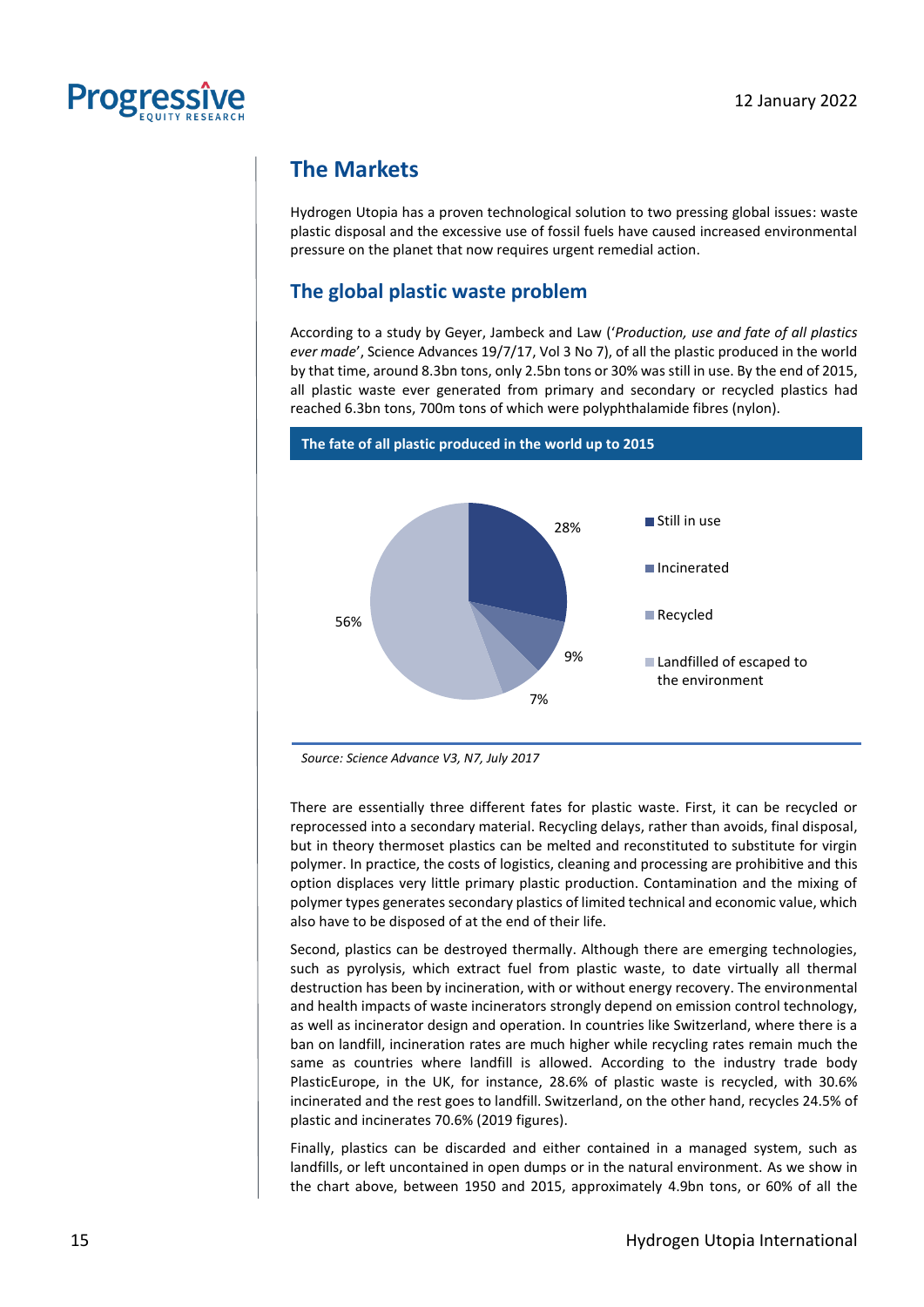## The Markets

Hydrogen Utopia has a proven technological solution to two pressing global issues: waste plastic disposal and the excessive use of fossil fuels have caused increased environmental pressure on the planet that now requires urgent remedial action.

## The global plastic waste problem

According to a study by Geyer, Jambeck and Law ('*Production, use and fate of all plastics ever made*', Science Advances 19/7/17, Vol 3 No 7), of all the plastic produced in the world by that time, around 8.3bn tons, only 2.5bn tons or 30% was still in use. By the end of 2015, all plastic waste ever generated from primary and secondary or recycled plastics had reached 6.3bn tons, 700m tons of which were polyphthalamide fibres (nylon).

**The fate of all plastic produced in the world up to 2015**

| Fate | Share |
|---|---|
| Still in use | 28% |
| Incinerated | 9% |
| Recycled | 7% |
| Landfilled of escaped to the environment | 56% |

*Source: Science Advance V3, N7, July 2017*

There are essentially three different fates for plastic waste. First, it can be recycled or reprocessed into a secondary material. Recycling delays, rather than avoids, final disposal, but in theory thermoset plastics can be melted and reconstituted to substitute for virgin polymer. In practice, the costs of logistics, cleaning and processing are prohibitive and this option displaces very little primary plastic production. Contamination and the mixing of polymer types generates secondary plastics of limited technical and economic value, which also have to be disposed of at the end of their life.

Second, plastics can be destroyed thermally. Although there are emerging technologies, such as pyrolysis, which extract fuel from plastic waste, to date virtually all thermal destruction has been by incineration, with or without energy recovery. The environmental and health impacts of waste incinerators strongly depend on emission control technology, as well as incinerator design and operation. In countries like Switzerland, where there is a ban on landfill, incineration rates are much higher while recycling rates remain much the same as countries where landfill is allowed. According to the industry trade body PlasticEurope, in the UK, for instance, 28.6% of plastic waste is recycled, with 30.6% incinerated and the rest goes to landfill. Switzerland, on the other hand, recycles 24.5% of plastic and incinerates 70.6% (2019 figures).

Finally, plastics can be discarded and either contained in a managed system, such as landfills, or left uncontained in open dumps or in the natural environment. As we show in the chart above, between 1950 and 2015, approximately 4.9bn tons, or 60% of all the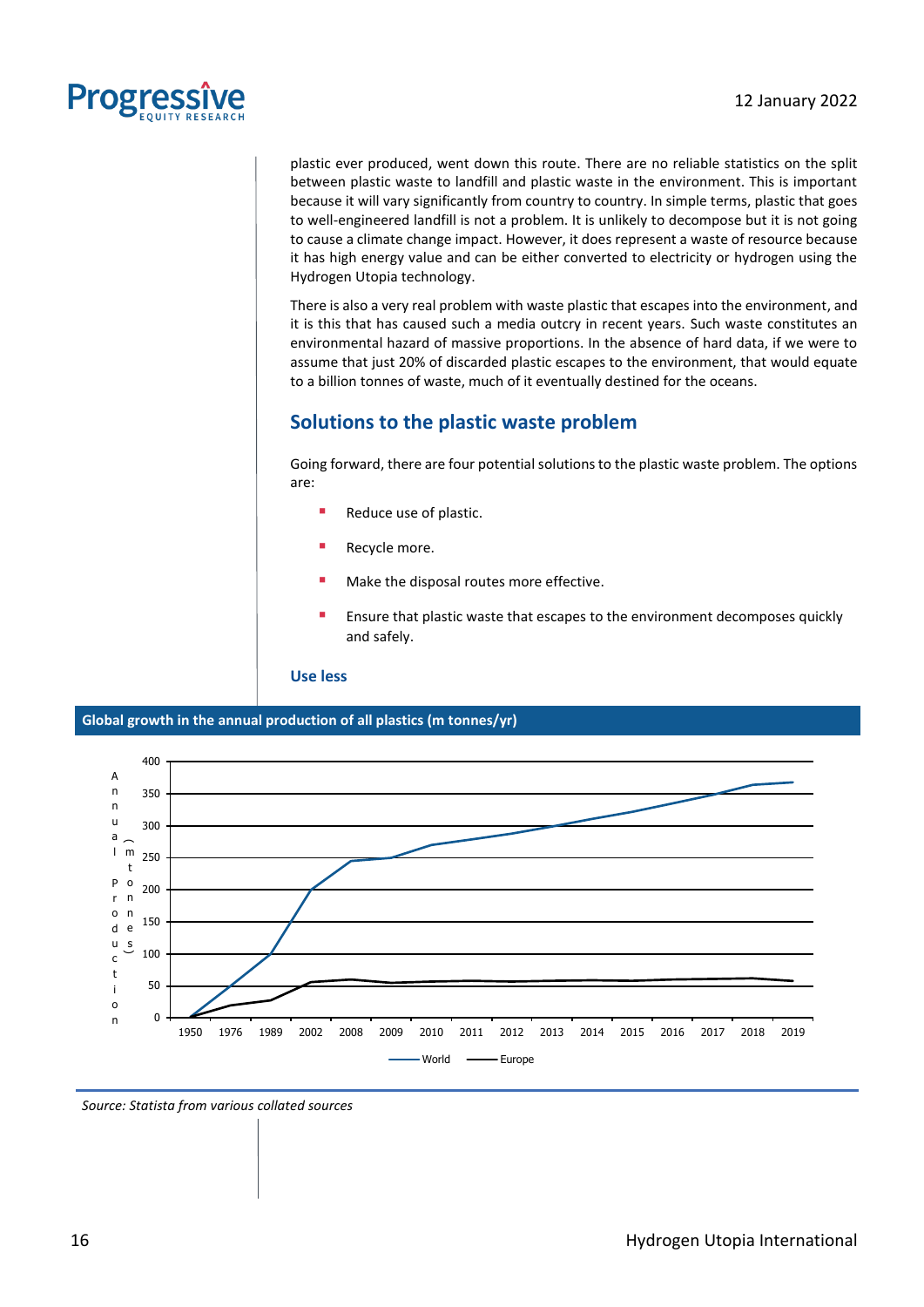plastic ever produced, went down this route. There are no reliable statistics on the split between plastic waste to landfill and plastic waste in the environment. This is important because it will vary significantly from country to country. In simple terms, plastic that goes to well-engineered landfill is not a problem. It is unlikely to decompose but it is not going to cause a climate change impact. However, it does represent a waste of resource because it has high energy value and can be either converted to electricity or hydrogen using the Hydrogen Utopia technology.

There is also a very real problem with waste plastic that escapes into the environment, and it is this that has caused such a media outcry in recent years. Such waste constitutes an environmental hazard of massive proportions. In the absence of hard data, if we were to assume that just 20% of discarded plastic escapes to the environment, that would equate to a billion tonnes of waste, much of it eventually destined for the oceans.

## Solutions to the plastic waste problem

Going forward, there are four potential solutions to the plastic waste problem. The options are:

- Reduce use of plastic.
- Recycle more.
- Make the disposal routes more effective.
- Ensure that plastic waste that escapes to the environment decomposes quickly and safely.

### Use less

**Global growth in the annual production of all plastics (m tonnes/yr)**

Source: Statista from various collated sources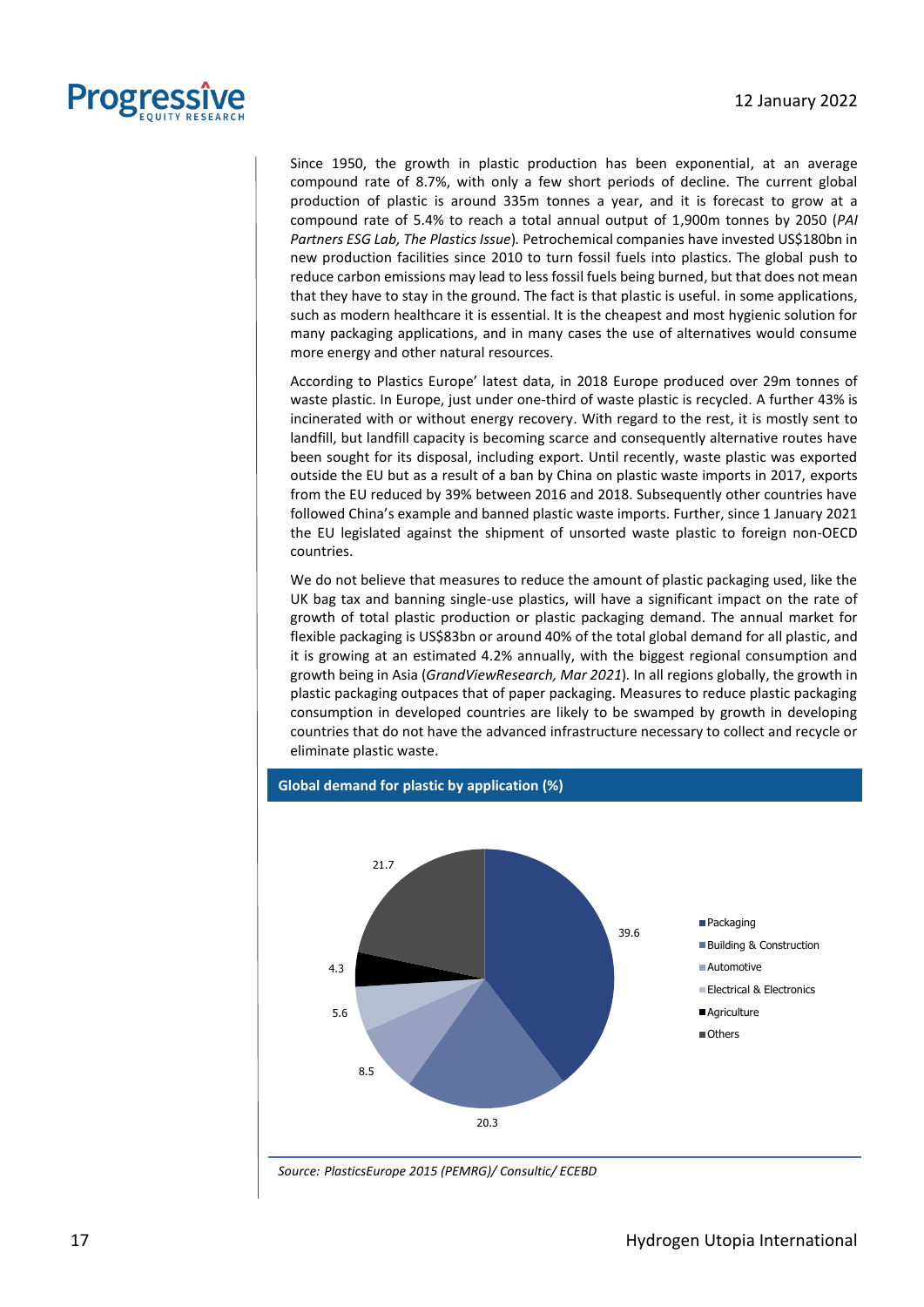Since 1950, the growth in plastic production has been exponential, at an average compound rate of 8.7%, with only a few short periods of decline. The current global production of plastic is around 335m tonnes a year, and it is forecast to grow at a compound rate of 5.4% to reach a total annual output of 1,900m tonnes by 2050 (*PAI Partners ESG Lab, The Plastics Issue*). Petrochemical companies have invested US$180bn in new production facilities since 2010 to turn fossil fuels into plastics. The global push to reduce carbon emissions may lead to less fossil fuels being burned, but that does not mean that they have to stay in the ground. The fact is that plastic is useful. in some applications, such as modern healthcare it is essential. It is the cheapest and most hygienic solution for many packaging applications, and in many cases the use of alternatives would consume more energy and other natural resources.

According to Plastics Europe' latest data, in 2018 Europe produced over 29m tonnes of waste plastic. In Europe, just under one-third of waste plastic is recycled. A further 43% is incinerated with or without energy recovery. With regard to the rest, it is mostly sent to landfill, but landfill capacity is becoming scarce and consequently alternative routes have been sought for its disposal, including export. Until recently, waste plastic was exported outside the EU but as a result of a ban by China on plastic waste imports in 2017, exports from the EU reduced by 39% between 2016 and 2018. Subsequently other countries have followed China's example and banned plastic waste imports. Further, since 1 January 2021 the EU legislated against the shipment of unsorted waste plastic to foreign non-OECD countries.

We do not believe that measures to reduce the amount of plastic packaging used, like the UK bag tax and banning single-use plastics, will have a significant impact on the rate of growth of total plastic production or plastic packaging demand. The annual market for flexible packaging is US$83bn or around 40% of the total global demand for all plastic, and it is growing at an estimated 4.2% annually, with the biggest regional consumption and growth being in Asia (*GrandViewResearch, Mar 2021*). In all regions globally, the growth in plastic packaging outpaces that of paper packaging. Measures to reduce plastic packaging consumption in developed countries are likely to be swamped by growth in developing countries that do not have the advanced infrastructure necessary to collect and recycle or eliminate plastic waste.

**Global demand for plastic by application (%)**

| Application | % |
|---|---|
| Packaging | 39.6 |
| Building & Construction | 20.3 |
| Automotive | 8.5 |
| Electrical & Electronics | 5.6 |
| Agriculture | 4.3 |
| Others | 21.7 |

*Source: PlasticsEurope 2015 (PEMRG)/ Consultic/ ECEBD*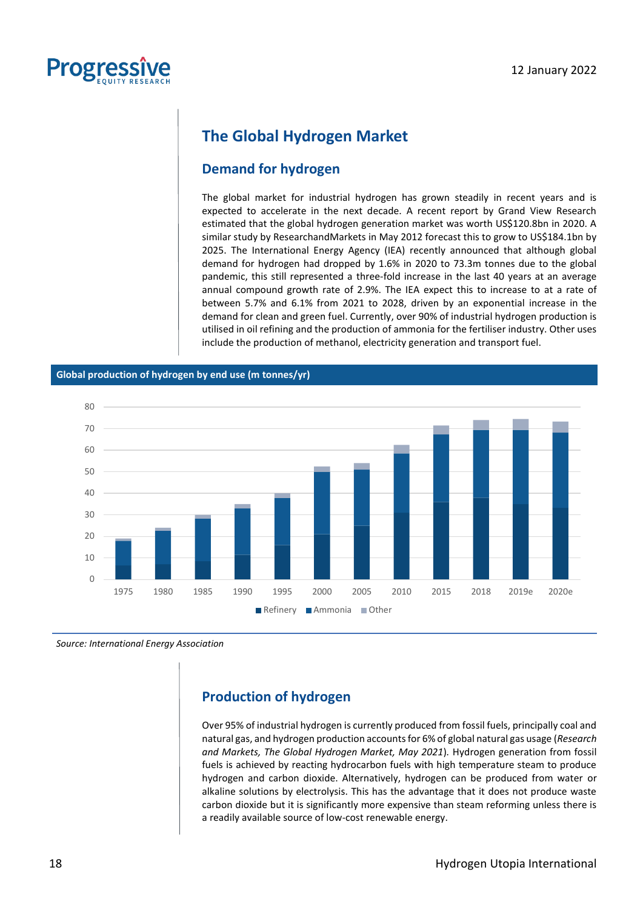# The Global Hydrogen Market

## Demand for hydrogen

The global market for industrial hydrogen has grown steadily in recent years and is expected to accelerate in the next decade. A recent report by Grand View Research estimated that the global hydrogen generation market was worth US$120.8bn in 2020. A similar study by ResearchandMarkets in May 2012 forecast this to grow to US$184.1bn by 2025. The International Energy Agency (IEA) recently announced that although global demand for hydrogen had dropped by 1.6% in 2020 to 73.3m tonnes due to the global pandemic, this still represented a three-fold increase in the last 40 years at an average annual compound growth rate of 2.9%. The IEA expect this to increase to at a rate of between 5.7% and 6.1% from 2021 to 2028, driven by an exponential increase in the demand for clean and green fuel. Currently, over 90% of industrial hydrogen production is utilised in oil refining and the production of ammonia for the fertiliser industry. Other uses include the production of methanol, electricity generation and transport fuel.

**Global production of hydrogen by end use (m tonnes/yr)**

Chart series: Refinery, Ammonia, Other. Years: 1975, 1980, 1985, 1990, 1995, 2000, 2005, 2010, 2015, 2018, 2019e, 2020e. Y-axis: 0–80.

*Source: International Energy Association*

## Production of hydrogen

Over 95% of industrial hydrogen is currently produced from fossil fuels, principally coal and natural gas, and hydrogen production accounts for 6% of global natural gas usage (*Research and Markets, The Global Hydrogen Market, May 2021*). Hydrogen generation from fossil fuels is achieved by reacting hydrocarbon fuels with high temperature steam to produce hydrogen and carbon dioxide. Alternatively, hydrogen can be produced from water or alkaline solutions by electrolysis. This has the advantage that it does not produce waste carbon dioxide but it is significantly more expensive than steam reforming unless there is a readily available source of low-cost renewable energy.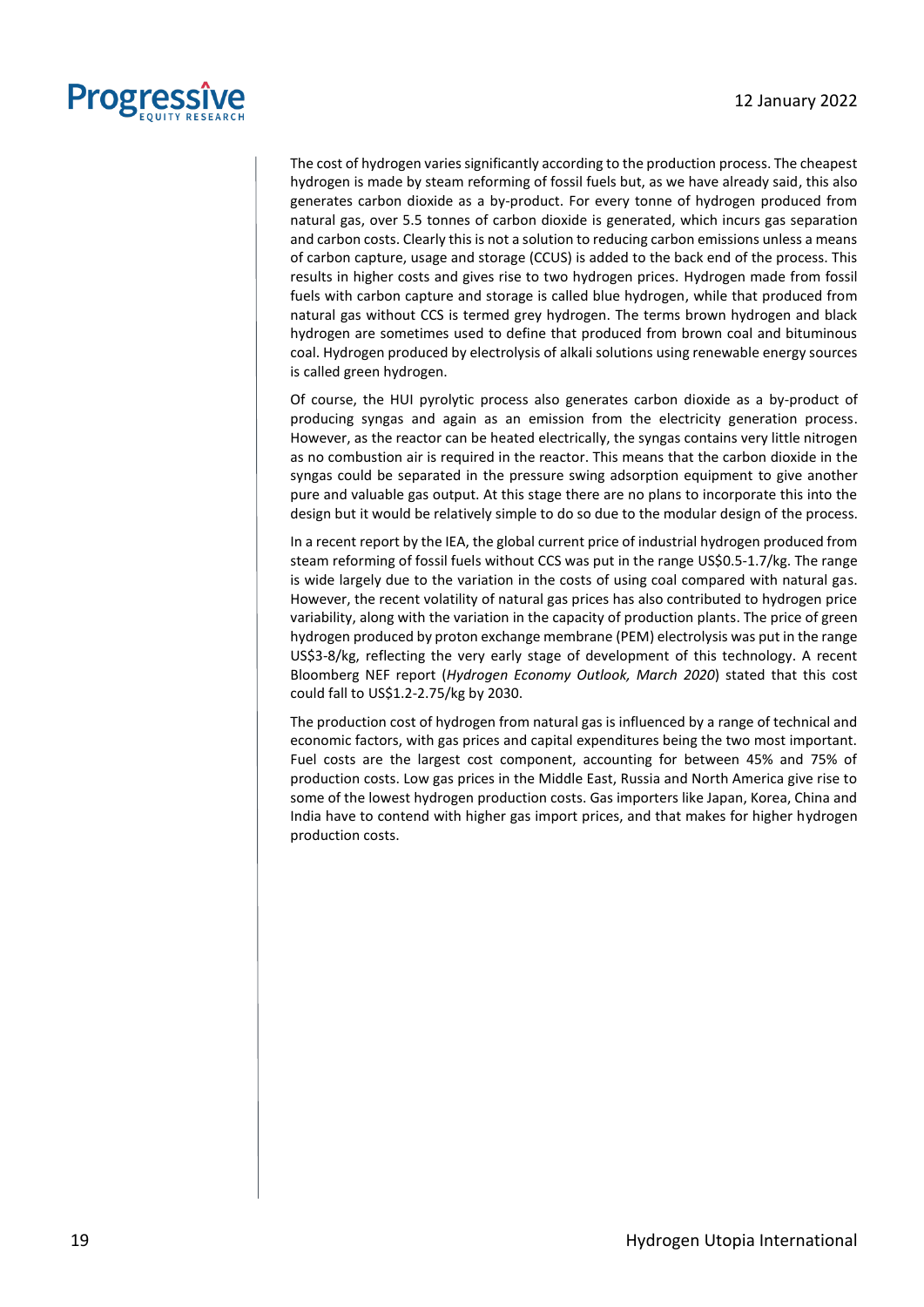The cost of hydrogen varies significantly according to the production process. The cheapest hydrogen is made by steam reforming of fossil fuels but, as we have already said, this also generates carbon dioxide as a by-product. For every tonne of hydrogen produced from natural gas, over 5.5 tonnes of carbon dioxide is generated, which incurs gas separation and carbon costs. Clearly this is not a solution to reducing carbon emissions unless a means of carbon capture, usage and storage (CCUS) is added to the back end of the process. This results in higher costs and gives rise to two hydrogen prices. Hydrogen made from fossil fuels with carbon capture and storage is called blue hydrogen, while that produced from natural gas without CCS is termed grey hydrogen. The terms brown hydrogen and black hydrogen are sometimes used to define that produced from brown coal and bituminous coal. Hydrogen produced by electrolysis of alkali solutions using renewable energy sources is called green hydrogen.

Of course, the HUI pyrolytic process also generates carbon dioxide as a by-product of producing syngas and again as an emission from the electricity generation process. However, as the reactor can be heated electrically, the syngas contains very little nitrogen as no combustion air is required in the reactor. This means that the carbon dioxide in the syngas could be separated in the pressure swing adsorption equipment to give another pure and valuable gas output. At this stage there are no plans to incorporate this into the design but it would be relatively simple to do so due to the modular design of the process.

In a recent report by the IEA, the global current price of industrial hydrogen produced from steam reforming of fossil fuels without CCS was put in the range US$0.5-1.7/kg. The range is wide largely due to the variation in the costs of using coal compared with natural gas. However, the recent volatility of natural gas prices has also contributed to hydrogen price variability, along with the variation in the capacity of production plants. The price of green hydrogen produced by proton exchange membrane (PEM) electrolysis was put in the range US$3-8/kg, reflecting the very early stage of development of this technology. A recent Bloomberg NEF report (*Hydrogen Economy Outlook, March 2020*) stated that this cost could fall to US$1.2-2.75/kg by 2030.

The production cost of hydrogen from natural gas is influenced by a range of technical and economic factors, with gas prices and capital expenditures being the two most important. Fuel costs are the largest cost component, accounting for between 45% and 75% of production costs. Low gas prices in the Middle East, Russia and North America give rise to some of the lowest hydrogen production costs. Gas importers like Japan, Korea, China and India have to contend with higher gas import prices, and that makes for higher hydrogen production costs.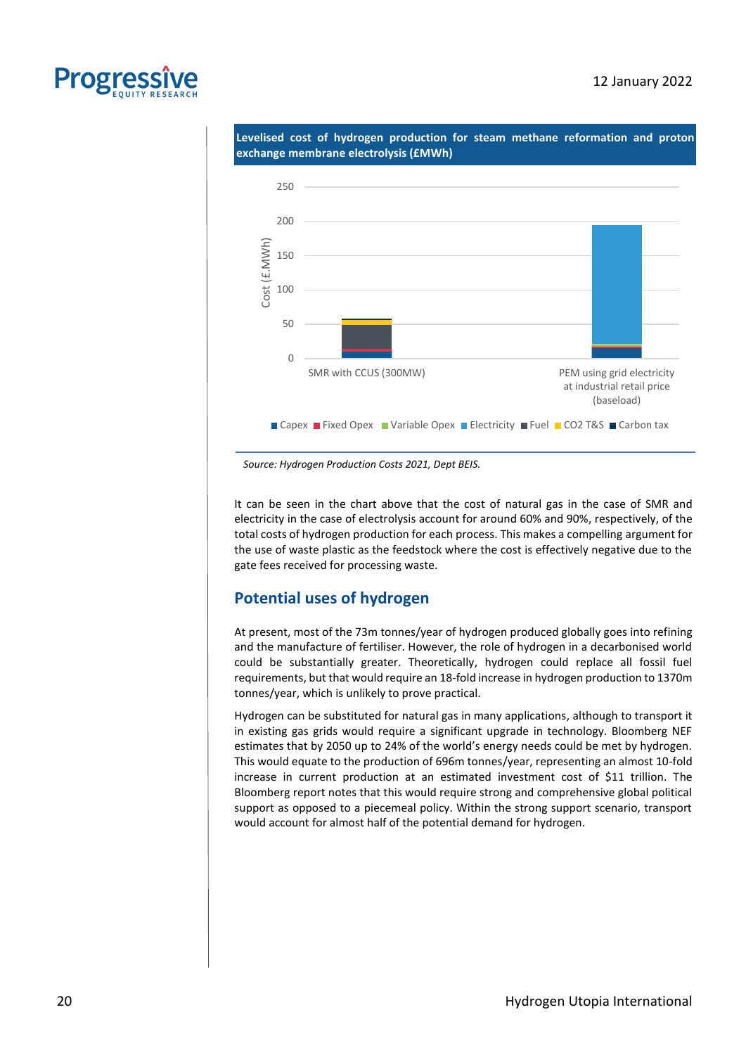**Levelised cost of hydrogen production for steam methane reformation and proton exchange membrane electrolysis (£MWh)**

*Source: Hydrogen Production Costs 2021, Dept BEIS.*

It can be seen in the chart above that the cost of natural gas in the case of SMR and electricity in the case of electrolysis account for around 60% and 90%, respectively, of the total costs of hydrogen production for each process. This makes a compelling argument for the use of waste plastic as the feedstock where the cost is effectively negative due to the gate fees received for processing waste.

## Potential uses of hydrogen

At present, most of the 73m tonnes/year of hydrogen produced globally goes into refining and the manufacture of fertiliser. However, the role of hydrogen in a decarbonised world could be substantially greater. Theoretically, hydrogen could replace all fossil fuel requirements, but that would require an 18-fold increase in hydrogen production to 1370m tonnes/year, which is unlikely to prove practical.

Hydrogen can be substituted for natural gas in many applications, although to transport it in existing gas grids would require a significant upgrade in technology. Bloomberg NEF estimates that by 2050 up to 24% of the world's energy needs could be met by hydrogen. This would equate to the production of 696m tonnes/year, representing an almost 10-fold increase in current production at an estimated investment cost of $11 trillion. The Bloomberg report notes that this would require strong and comprehensive global political support as opposed to a piecemeal policy. Within the strong support scenario, transport would account for almost half of the potential demand for hydrogen.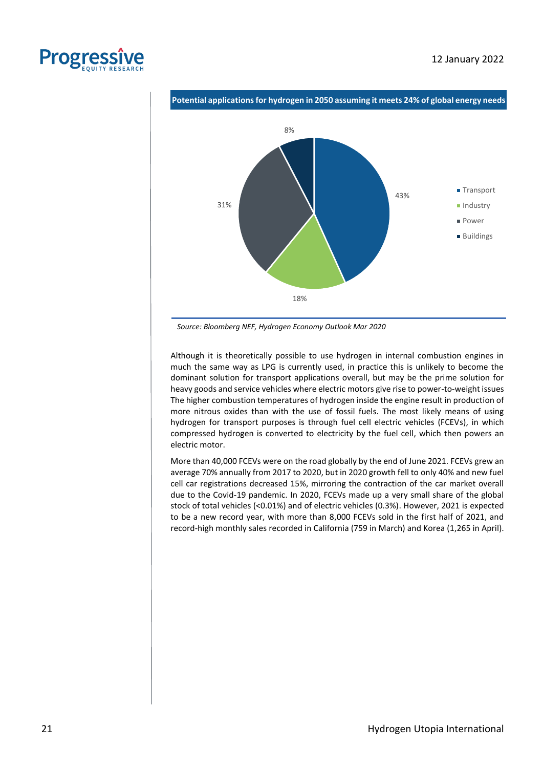**Potential applications for hydrogen in 2050 assuming it meets 24% of global energy needs**

| Application | Share |
| --- | --- |
| Transport | 43% |
| Industry | 18% |
| Power | 31% |
| Buildings | 8% |

*Source: Bloomberg NEF, Hydrogen Economy Outlook Mar 2020*

Although it is theoretically possible to use hydrogen in internal combustion engines in much the same way as LPG is currently used, in practice this is unlikely to become the dominant solution for transport applications overall, but may be the prime solution for heavy goods and service vehicles where electric motors give rise to power-to-weight issues The higher combustion temperatures of hydrogen inside the engine result in production of more nitrous oxides than with the use of fossil fuels. The most likely means of using hydrogen for transport purposes is through fuel cell electric vehicles (FCEVs), in which compressed hydrogen is converted to electricity by the fuel cell, which then powers an electric motor.

More than 40,000 FCEVs were on the road globally by the end of June 2021. FCEVs grew an average 70% annually from 2017 to 2020, but in 2020 growth fell to only 40% and new fuel cell car registrations decreased 15%, mirroring the contraction of the car market overall due to the Covid-19 pandemic. In 2020, FCEVs made up a very small share of the global stock of total vehicles (<0.01%) and of electric vehicles (0.3%). However, 2021 is expected to be a new record year, with more than 8,000 FCEVs sold in the first half of 2021, and record-high monthly sales recorded in California (759 in March) and Korea (1,265 in April).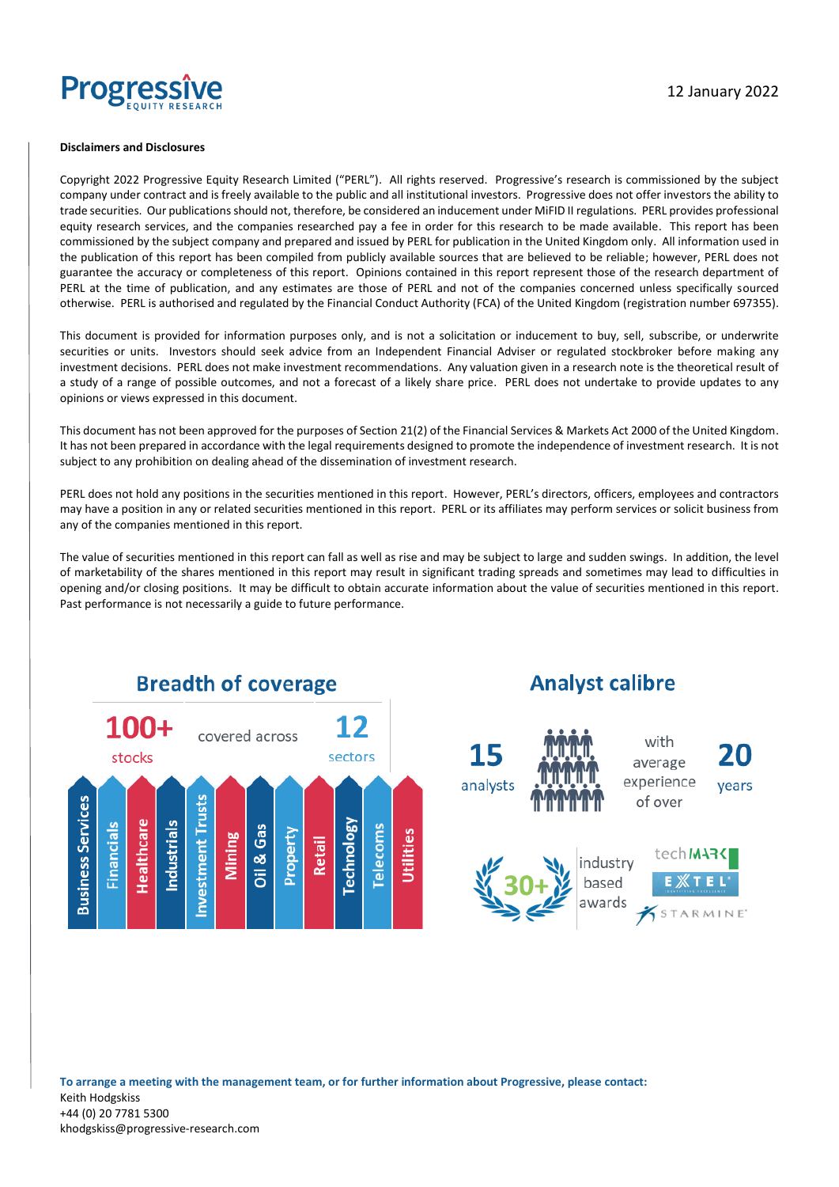Progressive
EQUITY RESEARCH

12 January 2022

**Disclaimers and Disclosures**

Copyright 2022 Progressive Equity Research Limited ("PERL"). All rights reserved. Progressive's research is commissioned by the subject company under contract and is freely available to the public and all institutional investors. Progressive does not offer investors the ability to trade securities. Our publications should not, therefore, be considered an inducement under MiFID II regulations. PERL provides professional equity research services, and the companies researched pay a fee in order for this research to be made available. This report has been commissioned by the subject company and prepared and issued by PERL for publication in the United Kingdom only. All information used in the publication of this report has been compiled from publicly available sources that are believed to be reliable; however, PERL does not guarantee the accuracy or completeness of this report. Opinions contained in this report represent those of the research department of PERL at the time of publication, and any estimates are those of PERL and not of the companies concerned unless specifically sourced otherwise. PERL is authorised and regulated by the Financial Conduct Authority (FCA) of the United Kingdom (registration number 697355).

This document is provided for information purposes only, and is not a solicitation or inducement to buy, sell, subscribe, or underwrite securities or units. Investors should seek advice from an Independent Financial Adviser or regulated stockbroker before making any investment decisions. PERL does not make investment recommendations. Any valuation given in a research note is the theoretical result of a study of a range of possible outcomes, and not a forecast of a likely share price. PERL does not undertake to provide updates to any opinions or views expressed in this document.

This document has not been approved for the purposes of Section 21(2) of the Financial Services & Markets Act 2000 of the United Kingdom. It has not been prepared in accordance with the legal requirements designed to promote the independence of investment research. It is not subject to any prohibition on dealing ahead of the dissemination of investment research.

PERL does not hold any positions in the securities mentioned in this report. However, PERL's directors, officers, employees and contractors may have a position in any or related securities mentioned in this report. PERL or its affiliates may perform services or solicit business from any of the companies mentioned in this report.

The value of securities mentioned in this report can fall as well as rise and may be subject to large and sudden swings. In addition, the level of marketability of the shares mentioned in this report may result in significant trading spreads and sometimes may lead to difficulties in opening and/or closing positions. It may be difficult to obtain accurate information about the value of securities mentioned in this report. Past performance is not necessarily a guide to future performance.

## Breadth of coverage

100+ stocks covered across 12 sectors

Business Services
Financials
Healthcare
Industrials
Investment Trusts
Mining
Oil & Gas
Property
Retail
Technology
Telecoms
Utilities

## Analyst calibre

15 analysts with average experience of over 20 years

30+ industry based awards

techMARK
EXTEL
STARMINE

**To arrange a meeting with the management team, or for further information about Progressive, please contact:**
Keith Hodgskiss
+44 (0) 20 7781 5300
khodgskiss@progressive-research.com